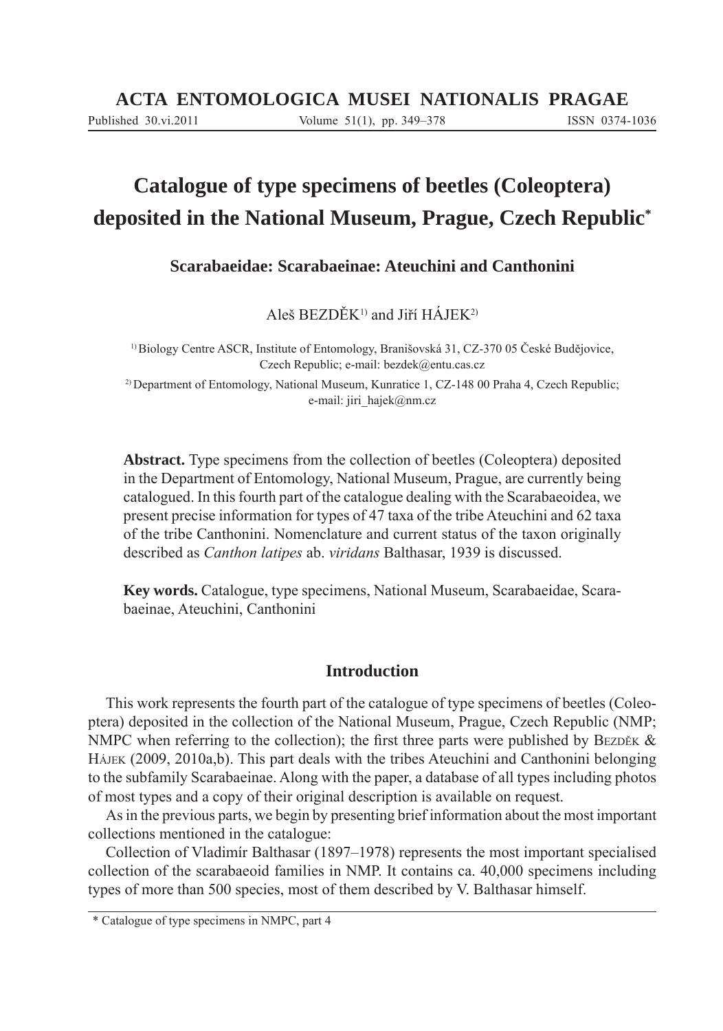# ACTA ENTOMOLOGICA MUSEI NATIONALIS PRAGAE

Published 30.vi.2011 Volume 51(1), pp. 349–378 ISSN 0374-1036

## Catalogue of type specimens of beetles (Coleoptera) deposited in the National Museum, Prague, Czech Republic*

### Scarabaeidae: Scarabaeinae: Ateuchini and Canthonini

Aleš BEZDĚK[1)] and Jiří HÁJEK[2)]

[1)] Biology Centre ASCR, Institute of Entomology, Branišovská 31, CZ-370 05 České Budějovice, Czech Republic; e-mail: bezdek@entu.cas.cz

[2)] Department of Entomology, National Museum, Kunratice 1, CZ-148 00 Praha 4, Czech Republic; e-mail: jiri_hajek@nm.cz

**Abstract.** Type specimens from the collection of beetles (Coleoptera) deposited in the Department of Entomology, National Museum, Prague, are currently being catalogued. In this fourth part of the catalogue dealing with the Scarabaeoidea, we present precise information for types of 47 taxa of the tribe Ateuchini and 62 taxa of the tribe Canthonini. Nomenclature and current status of the taxon originally described as *Canthon latipes* ab. *viridans* Balthasar, 1939 is discussed.

**Key words.** Catalogue, type specimens, National Museum, Scarabaeidae, Scarabaeinae, Ateuchini, Canthonini

## Introduction

This work represents the fourth part of the catalogue of type specimens of beetles (Coleoptera) deposited in the collection of the National Museum, Prague, Czech Republic (NMP; NMPC when referring to the collection); the first three parts were published by Bezděk & Hájek (2009, 2010a,b). This part deals with the tribes Ateuchini and Canthonini belonging to the subfamily Scarabaeinae. Along with the paper, a database of all types including photos of most types and a copy of their original description is available on request.

As in the previous parts, we begin by presenting brief information about the most important collections mentioned in the catalogue:

Collection of Vladimír Balthasar (1897–1978) represents the most important specialised collection of the scarabaeoid families in NMP. It contains ca. 40,000 specimens including types of more than 500 species, most of them described by V. Balthasar himself.

---

* Catalogue of type specimens in NMPC, part 4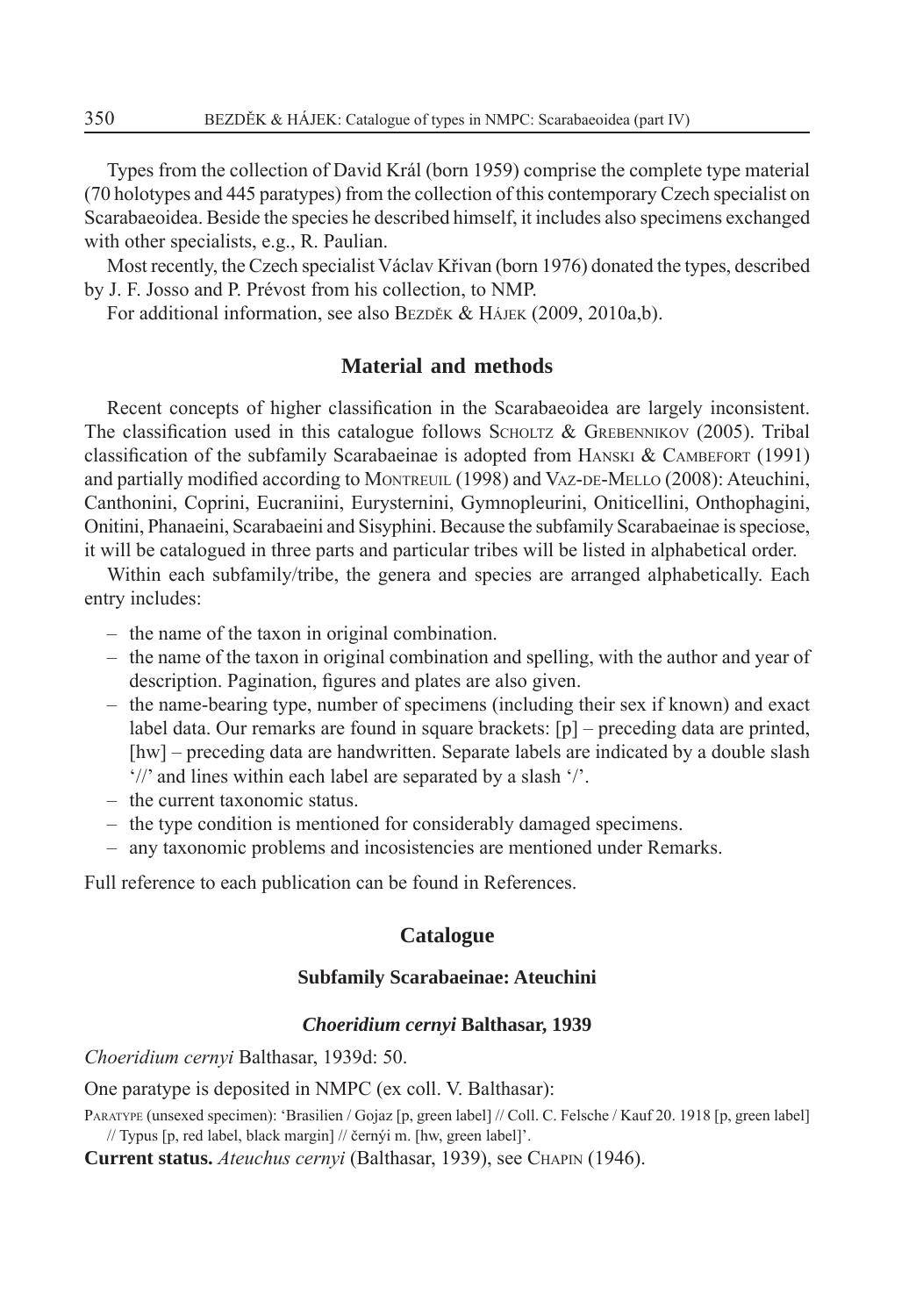Types from the collection of David Král (born 1959) comprise the complete type material (70 holotypes and 445 paratypes) from the collection of this contemporary Czech specialist on Scarabaeoidea. Beside the species he described himself, it includes also specimens exchanged with other specialists, e.g., R. Paulian.

Most recently, the Czech specialist Václav Křivan (born 1976) donated the types, described by J. F. Josso and P. Prévost from his collection, to NMP.

For additional information, see also Bezděk & Hájek (2009, 2010a,b).

## Material and methods

Recent concepts of higher classification in the Scarabaeoidea are largely inconsistent. The classification used in this catalogue follows Scholtz & Grebennikov (2005). Tribal classification of the subfamily Scarabaeinae is adopted from Hanski & Cambefort (1991) and partially modified according to Montreuil (1998) and Vaz-de-Mello (2008): Ateuchini, Canthonini, Coprini, Eucraniini, Eurysternini, Gymnopleurini, Oniticellini, Onthophagini, Onitini, Phanaeini, Scarabaeini and Sisyphini. Because the subfamily Scarabaeinae is speciose, it will be catalogued in three parts and particular tribes will be listed in alphabetical order.

Within each subfamily/tribe, the genera and species are arranged alphabetically. Each entry includes:

- the name of the taxon in original combination.
- the name of the taxon in original combination and spelling, with the author and year of description. Pagination, figures and plates are also given.
- the name-bearing type, number of specimens (including their sex if known) and exact label data. Our remarks are found in square brackets: [p] – preceding data are printed, [hw] – preceding data are handwritten. Separate labels are indicated by a double slash '//' and lines within each label are separated by a slash '/'.
- the current taxonomic status.
- the type condition is mentioned for considerably damaged specimens.
- any taxonomic problems and incosistencies are mentioned under Remarks.

Full reference to each publication can be found in References.

## Catalogue

### Subfamily Scarabaeinae: Ateuchini

#### *Choeridium cernyi* Balthasar, 1939

*Choeridium cernyi* Balthasar, 1939d: 50.

One paratype is deposited in NMPC (ex coll. V. Balthasar):

Paratype (unsexed specimen): 'Brasilien / Gojaz [p, green label] // Coll. C. Felsche / Kauf 20. 1918 [p, green label] // Typus [p, red label, black margin] // černýi m. [hw, green label]'.

**Current status.** *Ateuchus cernyi* (Balthasar, 1939), see Chapin (1946).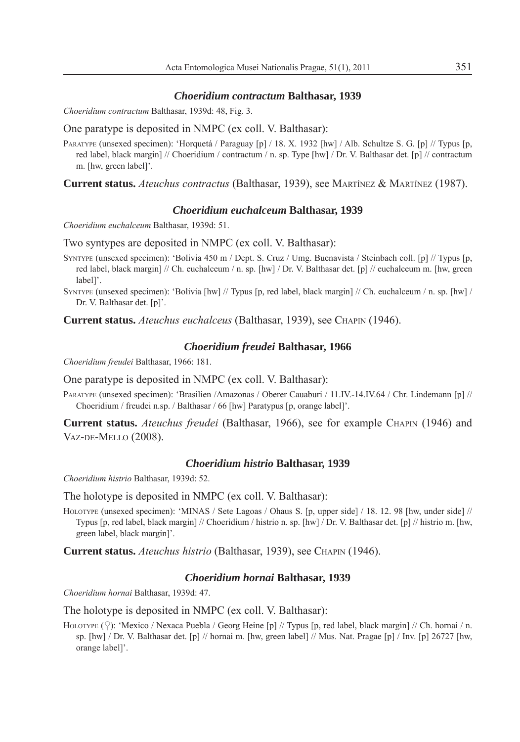### *Choeridium contractum* Balthasar, 1939

*Choeridium contractum* Balthasar, 1939d: 48, Fig. 3.

One paratype is deposited in NMPC (ex coll. V. Balthasar):

Paratype (unsexed specimen): 'Horquetá / Paraguay [p] / 18. X. 1932 [hw] / Alb. Schultze S. G. [p] // Typus [p, red label, black margin] // Choeridium / contractum / n. sp. Type [hw] / Dr. V. Balthasar det. [p] // contractum m. [hw, green label]'.

**Current status.** *Ateuchus contractus* (Balthasar, 1939), see Martínez & Martínez (1987).

### *Choeridium euchalceum* Balthasar, 1939

*Choeridium euchalceum* Balthasar, 1939d: 51.

Two syntypes are deposited in NMPC (ex coll. V. Balthasar):

Syntype (unsexed specimen): 'Bolivia 450 m / Dept. S. Cruz / Umg. Buenavista / Steinbach coll. [p] // Typus [p, red label, black margin] // Ch. euchalceum / n. sp. [hw] / Dr. V. Balthasar det. [p] // euchalceum m. [hw, green label]'.

Syntype (unsexed specimen): 'Bolivia [hw] // Typus [p, red label, black margin] // Ch. euchalceum / n. sp. [hw] / Dr. V. Balthasar det. [p]'.

**Current status.** *Ateuchus euchalceus* (Balthasar, 1939), see Chapin (1946).

### *Choeridium freudei* Balthasar, 1966

*Choeridium freudei* Balthasar, 1966: 181.

One paratype is deposited in NMPC (ex coll. V. Balthasar):

Paratype (unsexed specimen): 'Brasilien /Amazonas / Oberer Cauaburi / 11.IV.-14.IV.64 / Chr. Lindemann [p] // Choeridium / freudei n.sp. / Balthasar / 66 [hw] Paratypus [p, orange label]'.

**Current status.** *Ateuchus freudei* (Balthasar, 1966), see for example Chapin (1946) and Vaz-de-Mello (2008).

### *Choeridium histrio* Balthasar, 1939

*Choeridium histrio* Balthasar, 1939d: 52.

The holotype is deposited in NMPC (ex coll. V. Balthasar):

Holotype (unsexed specimen): 'MINAS / Sete Lagoas / Ohaus S. [p, upper side] / 18. 12. 98 [hw, under side] // Typus [p, red label, black margin] // Choeridium / histrio n. sp. [hw] / Dr. V. Balthasar det. [p] // histrio m. [hw, green label, black margin]'.

**Current status.** *Ateuchus histrio* (Balthasar, 1939), see Chapin (1946).

### *Choeridium hornai* Balthasar, 1939

*Choeridium hornai* Balthasar, 1939d: 47.

The holotype is deposited in NMPC (ex coll. V. Balthasar):

Holotype (♀): 'Mexico / Nexaca Puebla / Georg Heine [p] // Typus [p, red label, black margin] // Ch. hornai / n. sp. [hw] / Dr. V. Balthasar det. [p] // hornai m. [hw, green label] // Mus. Nat. Pragae [p] / Inv. [p] 26727 [hw, orange label]'.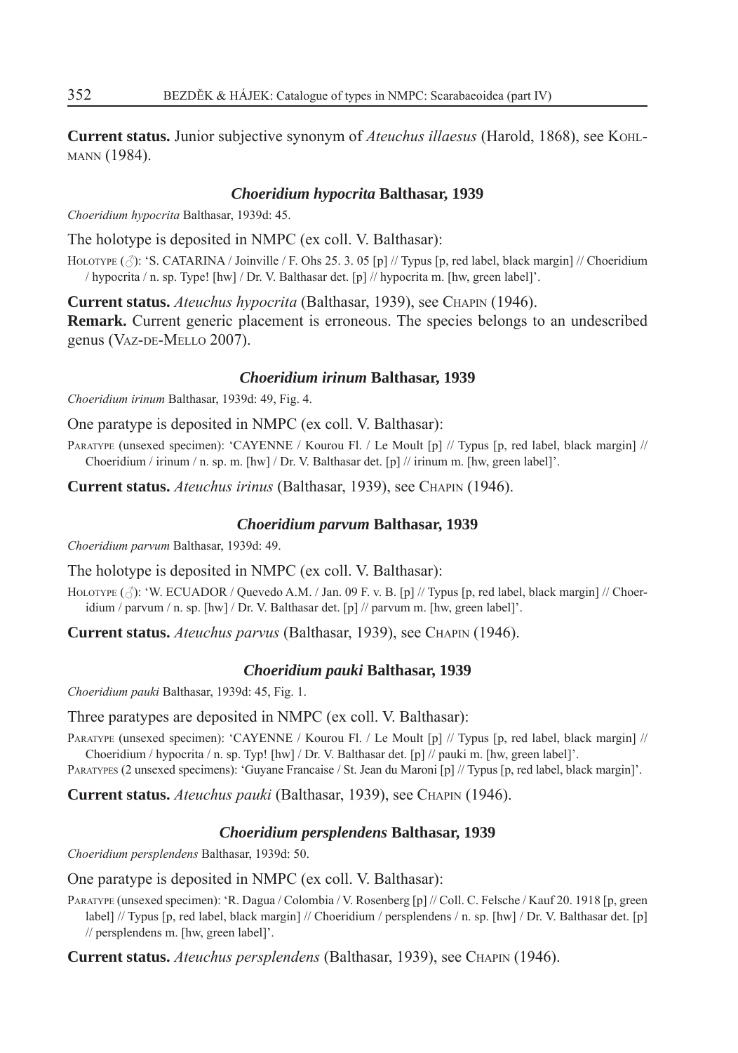**Current status.** Junior subjective synonym of *Ateuchus illaesus* (Harold, 1868), see Kohlmann (1984).

### *Choeridium hypocrita* Balthasar, 1939

*Choeridium hypocrita* Balthasar, 1939d: 45.

The holotype is deposited in NMPC (ex coll. V. Balthasar):

Holotype (♂): 'S. CATARINA / Joinville / F. Ohs 25. 3. 05 [p] // Typus [p, red label, black margin] // Choeridium / hypocrita / n. sp. Type! [hw] / Dr. V. Balthasar det. [p] // hypocrita m. [hw, green label]'.

**Current status.** *Ateuchus hypocrita* (Balthasar, 1939), see Chapin (1946).
**Remark.** Current generic placement is erroneous. The species belongs to an undescribed genus (Vaz-de-Mello 2007).

### *Choeridium irinum* Balthasar, 1939

*Choeridium irinum* Balthasar, 1939d: 49, Fig. 4.

One paratype is deposited in NMPC (ex coll. V. Balthasar):

Paratype (unsexed specimen): 'CAYENNE / Kourou Fl. / Le Moult [p] // Typus [p, red label, black margin] // Choeridium / irinum / n. sp. m. [hw] / Dr. V. Balthasar det. [p] // irinum m. [hw, green label]'.

**Current status.** *Ateuchus irinus* (Balthasar, 1939), see Chapin (1946).

### *Choeridium parvum* Balthasar, 1939

*Choeridium parvum* Balthasar, 1939d: 49.

The holotype is deposited in NMPC (ex coll. V. Balthasar):

Holotype (♂): 'W. ECUADOR / Quevedo A.M. / Jan. 09 F. v. B. [p] // Typus [p, red label, black margin] // Choeridium / parvum / n. sp. [hw] / Dr. V. Balthasar det. [p] // parvum m. [hw, green label]'.

**Current status.** *Ateuchus parvus* (Balthasar, 1939), see Chapin (1946).

### *Choeridium pauki* Balthasar, 1939

*Choeridium pauki* Balthasar, 1939d: 45, Fig. 1.

Three paratypes are deposited in NMPC (ex coll. V. Balthasar):

Paratype (unsexed specimen): 'CAYENNE / Kourou Fl. / Le Moult [p] // Typus [p, red label, black margin] // Choeridium / hypocrita / n. sp. Typ! [hw] / Dr. V. Balthasar det. [p] // pauki m. [hw, green label]'.
Paratypes (2 unsexed specimens): 'Guyane Francaise / St. Jean du Maroni [p] // Typus [p, red label, black margin]'.

**Current status.** *Ateuchus pauki* (Balthasar, 1939), see Chapin (1946).

### *Choeridium persplendens* Balthasar, 1939

*Choeridium persplendens* Balthasar, 1939d: 50.

One paratype is deposited in NMPC (ex coll. V. Balthasar):

Paratype (unsexed specimen): 'R. Dagua / Colombia / V. Rosenberg [p] // Coll. C. Felsche / Kauf 20. 1918 [p, green label] // Typus [p, red label, black margin] // Choeridium / persplendens / n. sp. [hw] / Dr. V. Balthasar det. [p] // persplendens m. [hw, green label]'.

**Current status.** *Ateuchus persplendens* (Balthasar, 1939), see Chapin (1946).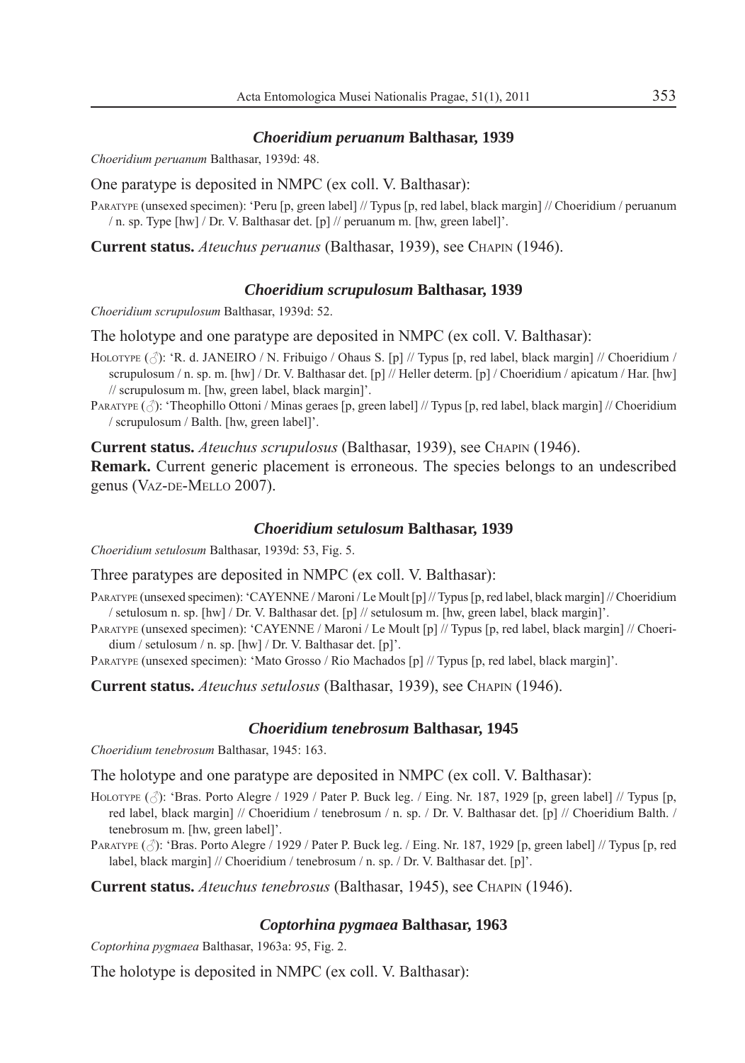### *Choeridium peruanum* Balthasar, 1939

*Choeridium peruanum* Balthasar, 1939d: 48.

One paratype is deposited in NMPC (ex coll. V. Balthasar):

Paratype (unsexed specimen): 'Peru [p, green label] // Typus [p, red label, black margin] // Choeridium / peruanum / n. sp. Type [hw] / Dr. V. Balthasar det. [p] // peruanum m. [hw, green label]'.

**Current status.** *Ateuchus peruanus* (Balthasar, 1939), see Chapin (1946).

### *Choeridium scrupulosum* Balthasar, 1939

*Choeridium scrupulosum* Balthasar, 1939d: 52.

The holotype and one paratype are deposited in NMPC (ex coll. V. Balthasar):

Holotype (♂): 'R. d. JANEIRO / N. Fribuigo / Ohaus S. [p] // Typus [p, red label, black margin] // Choeridium / scrupulosum / n. sp. m. [hw] / Dr. V. Balthasar det. [p] // Heller determ. [p] / Choeridium / apicatum / Har. [hw] // scrupulosum m. [hw, green label, black margin]'.

Paratype (♂): 'Theophillo Ottoni / Minas geraes [p, green label] // Typus [p, red label, black margin] // Choeridium / scrupulosum / Balth. [hw, green label]'.

**Current status.** *Ateuchus scrupulosus* (Balthasar, 1939), see Chapin (1946).

**Remark.** Current generic placement is erroneous. The species belongs to an undescribed genus (Vaz-de-Mello 2007).

### *Choeridium setulosum* Balthasar, 1939

*Choeridium setulosum* Balthasar, 1939d: 53, Fig. 5.

Three paratypes are deposited in NMPC (ex coll. V. Balthasar):

Paratype (unsexed specimen): 'CAYENNE / Maroni / Le Moult [p] // Typus [p, red label, black margin] // Choeridium / setulosum n. sp. [hw] / Dr. V. Balthasar det. [p] // setulosum m. [hw, green label, black margin]'.

Paratype (unsexed specimen): 'CAYENNE / Maroni / Le Moult [p] // Typus [p, red label, black margin] // Choeridium / setulosum / n. sp. [hw] / Dr. V. Balthasar det. [p]'.

Paratype (unsexed specimen): 'Mato Grosso / Rio Machados [p] // Typus [p, red label, black margin]'.

**Current status.** *Ateuchus setulosus* (Balthasar, 1939), see Chapin (1946).

### *Choeridium tenebrosum* Balthasar, 1945

*Choeridium tenebrosum* Balthasar, 1945: 163.

The holotype and one paratype are deposited in NMPC (ex coll. V. Balthasar):

Holotype (♂): 'Bras. Porto Alegre / 1929 / Pater P. Buck leg. / Eing. Nr. 187, 1929 [p, green label] // Typus [p, red label, black margin] // Choeridium / tenebrosum / n. sp. / Dr. V. Balthasar det. [p] // Choeridium Balth. / tenebrosum m. [hw, green label]'.

Paratype (♂): 'Bras. Porto Alegre / 1929 / Pater P. Buck leg. / Eing. Nr. 187, 1929 [p, green label] // Typus [p, red label, black margin] // Choeridium / tenebrosum / n. sp. / Dr. V. Balthasar det. [p]'.

**Current status.** *Ateuchus tenebrosus* (Balthasar, 1945), see Chapin (1946).

### *Coptorhina pygmaea* Balthasar, 1963

*Coptorhina pygmaea* Balthasar, 1963a: 95, Fig. 2.

The holotype is deposited in NMPC (ex coll. V. Balthasar):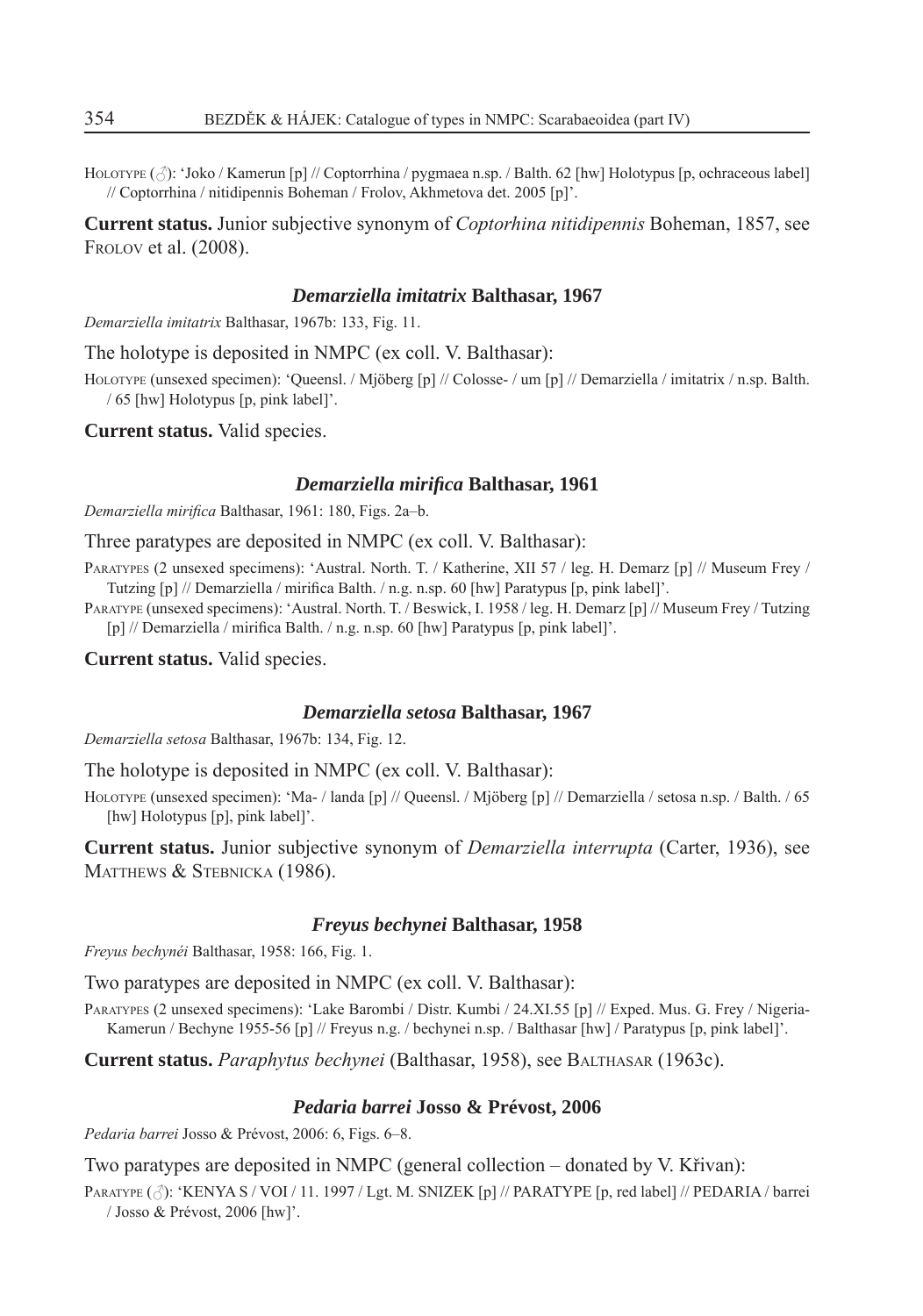HOLOTYPE (♂): 'Joko / Kamerun [p] // Coptorrhina / pygmaea n.sp. / Balth. 62 [hw] Holotypus [p, ochraceous label] // Coptorrhina / nitidipennis Boheman / Frolov, Akhmetova det. 2005 [p]'.

**Current status.** Junior subjective synonym of *Coptorhina nitidipennis* Boheman, 1857, see FROLOV et al. (2008).

### *Demarziella imitatrix* Balthasar, 1967

*Demarziella imitatrix* Balthasar, 1967b: 133, Fig. 11.

The holotype is deposited in NMPC (ex coll. V. Balthasar):

HOLOTYPE (unsexed specimen): 'Queensl. / Mjöberg [p] // Colosse- / um [p] // Demarziella / imitatrix / n.sp. Balth. / 65 [hw] Holotypus [p, pink label]'.

**Current status.** Valid species.

### *Demarziella mirifica* Balthasar, 1961

*Demarziella mirifica* Balthasar, 1961: 180, Figs. 2a–b.

Three paratypes are deposited in NMPC (ex coll. V. Balthasar):

PARATYPES (2 unsexed specimens): 'Austral. North. T. / Katherine, XII 57 / leg. H. Demarz [p] // Museum Frey / Tutzing [p] // Demarziella / mirifica Balth. / n.g. n.sp. 60 [hw] Paratypus [p, pink label]'.

PARATYPE (unsexed specimens): 'Austral. North. T. / Beswick, I. 1958 / leg. H. Demarz [p] // Museum Frey / Tutzing [p] // Demarziella / mirifica Balth. / n.g. n.sp. 60 [hw] Paratypus [p, pink label]'.

**Current status.** Valid species.

### *Demarziella setosa* Balthasar, 1967

*Demarziella setosa* Balthasar, 1967b: 134, Fig. 12.

The holotype is deposited in NMPC (ex coll. V. Balthasar):

HOLOTYPE (unsexed specimen): 'Ma- / landa [p] // Queensl. / Mjöberg [p] // Demarziella / setosa n.sp. / Balth. / 65 [hw] Holotypus [p], pink label]'.

**Current status.** Junior subjective synonym of *Demarziella interrupta* (Carter, 1936), see MATTHEWS & STEBNICKA (1986).

### *Freyus bechynei* Balthasar, 1958

*Freyus bechynéi* Balthasar, 1958: 166, Fig. 1.

Two paratypes are deposited in NMPC (ex coll. V. Balthasar):

PARATYPES (2 unsexed specimens): 'Lake Barombi / Distr. Kumbi / 24.XI.55 [p] // Exped. Mus. G. Frey / Nigeria-Kamerun / Bechyne 1955-56 [p] // Freyus n.g. / bechynei n.sp. / Balthasar [hw] / Paratypus [p, pink label]'.

**Current status.** *Paraphytus bechynei* (Balthasar, 1958), see BALTHASAR (1963c).

### *Pedaria barrei* Josso & Prévost, 2006

*Pedaria barrei* Josso & Prévost, 2006: 6, Figs. 6–8.

Two paratypes are deposited in NMPC (general collection – donated by V. Křivan):

PARATYPE (♂): 'KENYA S / VOI / 11. 1997 / Lgt. M. SNIZEK [p] // PARATYPE [p, red label] // PEDARIA / barrei / Josso & Prévost, 2006 [hw]'.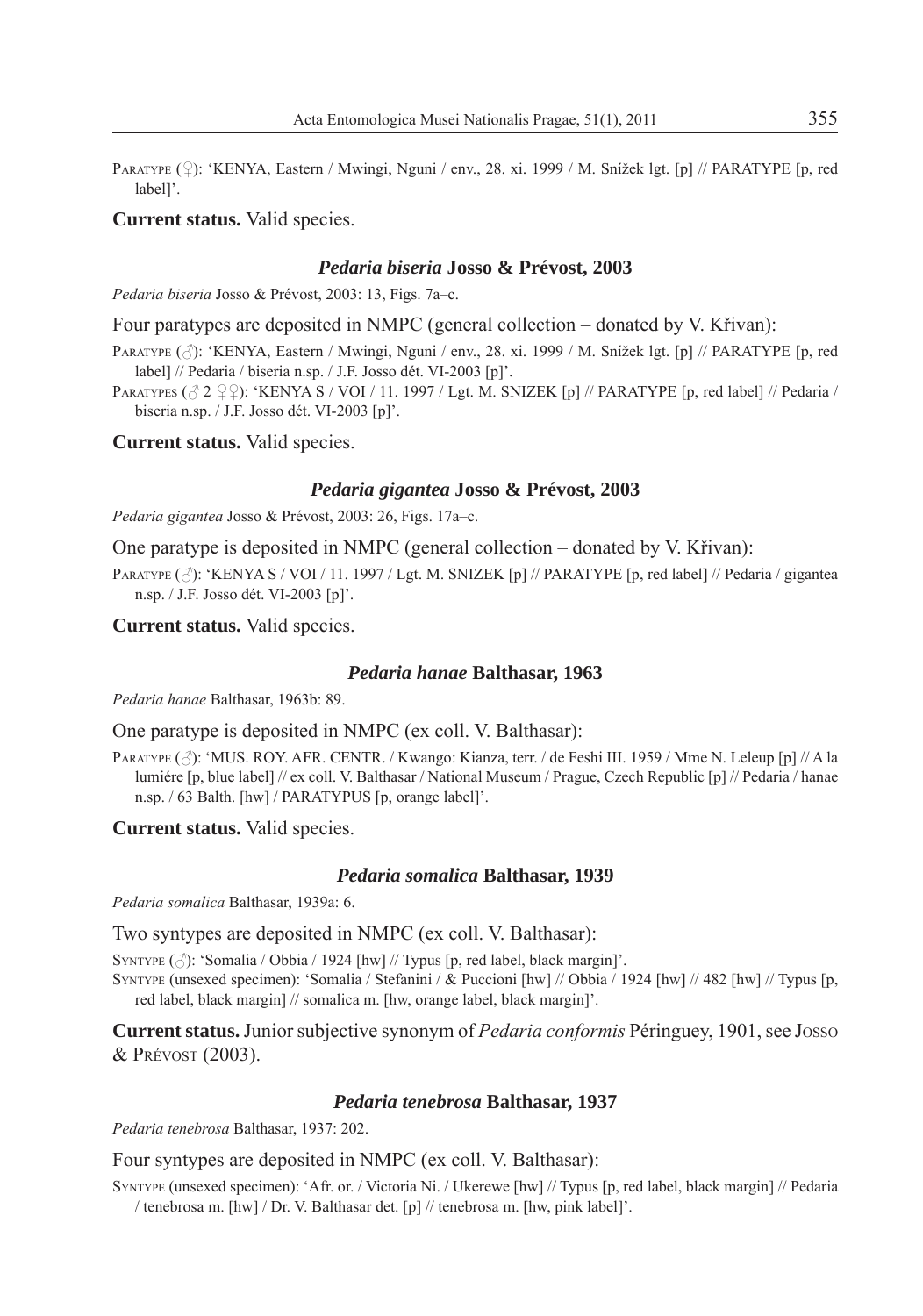Paratype (♀): 'KENYA, Eastern / Mwingi, Nguni / env., 28. xi. 1999 / M. Snížek lgt. [p] // PARATYPE [p, red label]'.

**Current status.** Valid species.

### *Pedaria biseria* Josso & Prévost, 2003

*Pedaria biseria* Josso & Prévost, 2003: 13, Figs. 7a–c.

Four paratypes are deposited in NMPC (general collection – donated by V. Křivan):

Paratype (♂): 'KENYA, Eastern / Mwingi, Nguni / env., 28. xi. 1999 / M. Snížek lgt. [p] // PARATYPE [p, red label] // Pedaria / biseria n.sp. / J.F. Josso dét. VI-2003 [p]'.

Paratypes (♂ 2 ♀♀): 'KENYA S / VOI / 11. 1997 / Lgt. M. SNIZEK [p] // PARATYPE [p, red label] // Pedaria / biseria n.sp. / J.F. Josso dét. VI-2003 [p]'.

**Current status.** Valid species.

### *Pedaria gigantea* Josso & Prévost, 2003

*Pedaria gigantea* Josso & Prévost, 2003: 26, Figs. 17a–c.

One paratype is deposited in NMPC (general collection – donated by V. Křivan):

Paratype (♂): 'KENYA S / VOI / 11. 1997 / Lgt. M. SNIZEK [p] // PARATYPE [p, red label] // Pedaria / gigantea n.sp. / J.F. Josso dét. VI-2003 [p]'.

**Current status.** Valid species.

### *Pedaria hanae* Balthasar, 1963

*Pedaria hanae* Balthasar, 1963b: 89.

One paratype is deposited in NMPC (ex coll. V. Balthasar):

Paratype (♂): 'MUS. ROY. AFR. CENTR. / Kwango: Kianza, terr. / de Feshi III. 1959 / Mme N. Leleup [p] // A la lumiére [p, blue label] // ex coll. V. Balthasar / National Museum / Prague, Czech Republic [p] // Pedaria / hanae n.sp. / 63 Balth. [hw] / PARATYPUS [p, orange label]'.

**Current status.** Valid species.

### *Pedaria somalica* Balthasar, 1939

*Pedaria somalica* Balthasar, 1939a: 6.

Two syntypes are deposited in NMPC (ex coll. V. Balthasar):

Syntype (♂): 'Somalia / Obbia / 1924 [hw] // Typus [p, red label, black margin]'.

Syntype (unsexed specimen): 'Somalia / Stefanini / & Puccioni [hw] // Obbia / 1924 [hw] // 482 [hw] // Typus [p, red label, black margin] // somalica m. [hw, orange label, black margin]'.

**Current status.** Junior subjective synonym of *Pedaria conformis* Péringuey, 1901, see Josso & Prévost (2003).

### *Pedaria tenebrosa* Balthasar, 1937

*Pedaria tenebrosa* Balthasar, 1937: 202.

Four syntypes are deposited in NMPC (ex coll. V. Balthasar):

Syntype (unsexed specimen): 'Afr. or. / Victoria Ni. / Ukerewe [hw] // Typus [p, red label, black margin] // Pedaria / tenebrosa m. [hw] / Dr. V. Balthasar det. [p] // tenebrosa m. [hw, pink label]'.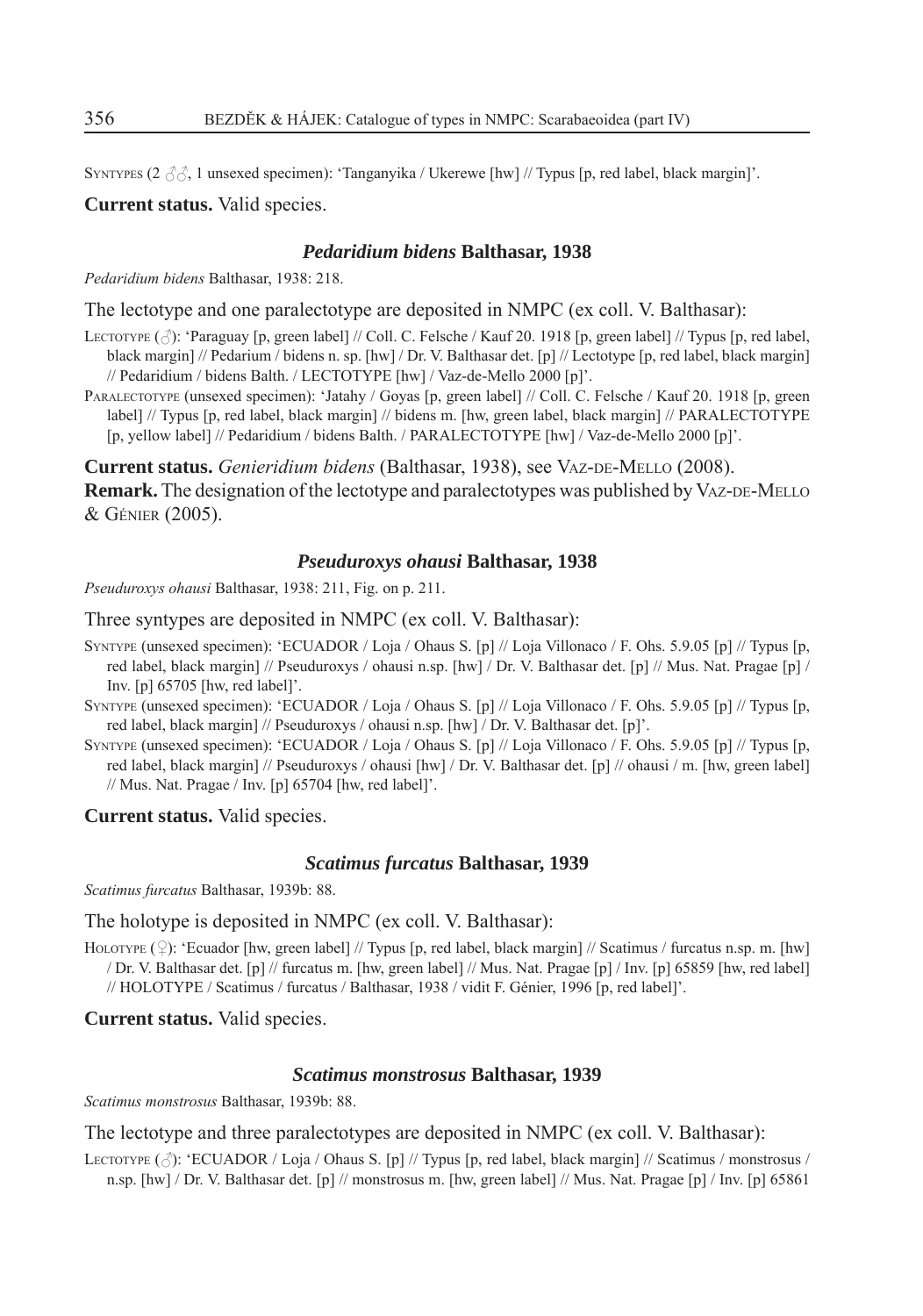SYNTYPES (2 ♂♂, 1 unsexed specimen): 'Tanganyika / Ukerewe [hw] // Typus [p, red label, black margin]'.

**Current status.** Valid species.

### *Pedaridium bidens* Balthasar, 1938

*Pedaridium bidens* Balthasar, 1938: 218.

The lectotype and one paralectotype are deposited in NMPC (ex coll. V. Balthasar):

LECTOTYPE (♂): 'Paraguay [p, green label] // Coll. C. Felsche / Kauf 20. 1918 [p, green label] // Typus [p, red label, black margin] // Pedarium / bidens n. sp. [hw] / Dr. V. Balthasar det. [p] // Lectotype [p, red label, black margin] // Pedaridium / bidens Balth. [hw] / LECTOTYPE [hw] / Vaz-de-Mello 2000 [p]'.

PARALECTOTYPE (unsexed specimen): 'Jatahy / Goyas [p, green label] // Coll. C. Felsche / Kauf 20. 1918 [p, green label] // Typus [p, red label, black margin] // bidens m. [hw, green label, black margin] // PARALECTOTYPE [p, yellow label] // Pedaridium / bidens Balth. / PARALECTOTYPE [hw] / Vaz-de-Mello 2000 [p]'.

**Current status.** *Genieridium bidens* (Balthasar, 1938), see VAZ-DE-MELLO (2008).
**Remark.** The designation of the lectotype and paralectotypes was published by VAZ-DE-MELLO & GÉNIER (2005).

### *Pseuduroxys ohausi* Balthasar, 1938

*Pseuduroxys ohausi* Balthasar, 1938: 211, Fig. on p. 211.

Three syntypes are deposited in NMPC (ex coll. V. Balthasar):

SYNTYPE (unsexed specimen): 'ECUADOR / Loja / Ohaus S. [p] // Loja Villonaco / F. Ohs. 5.9.05 [p] // Typus [p, red label, black margin] // Pseuduroxys / ohausi n.sp. [hw] / Dr. V. Balthasar det. [p] // Mus. Nat. Pragae [p] / Inv. [p] 65705 [hw, red label]'.

SYNTYPE (unsexed specimen): 'ECUADOR / Loja / Ohaus S. [p] // Loja Villonaco / F. Ohs. 5.9.05 [p] // Typus [p, red label, black margin] // Pseuduroxys / ohausi n.sp. [hw] / Dr. V. Balthasar det. [p]'.

SYNTYPE (unsexed specimen): 'ECUADOR / Loja / Ohaus S. [p] // Loja Villonaco / F. Ohs. 5.9.05 [p] // Typus [p, red label, black margin] // Pseuduroxys / ohausi [hw] / Dr. V. Balthasar det. [p] // ohausi / m. [hw, green label] // Mus. Nat. Pragae / Inv. [p] 65704 [hw, red label]'.

**Current status.** Valid species.

### *Scatimus furcatus* Balthasar, 1939

*Scatimus furcatus* Balthasar, 1939b: 88.

The holotype is deposited in NMPC (ex coll. V. Balthasar):

HOLOTYPE (♀): 'Ecuador [hw, green label] // Typus [p, red label, black margin] // Scatimus / furcatus n.sp. m. [hw] / Dr. V. Balthasar det. [p] // furcatus m. [hw, green label] // Mus. Nat. Pragae [p] / Inv. [p] 65859 [hw, red label] // HOLOTYPE / Scatimus / furcatus / Balthasar, 1938 / vidit F. Génier, 1996 [p, red label]'.

**Current status.** Valid species.

### *Scatimus monstrosus* Balthasar, 1939

*Scatimus monstrosus* Balthasar, 1939b: 88.

The lectotype and three paralectotypes are deposited in NMPC (ex coll. V. Balthasar):

LECTOTYPE (♂): 'ECUADOR / Loja / Ohaus S. [p] // Typus [p, red label, black margin] // Scatimus / monstrosus / n.sp. [hw] / Dr. V. Balthasar det. [p] // monstrosus m. [hw, green label] // Mus. Nat. Pragae [p] / Inv. [p] 65861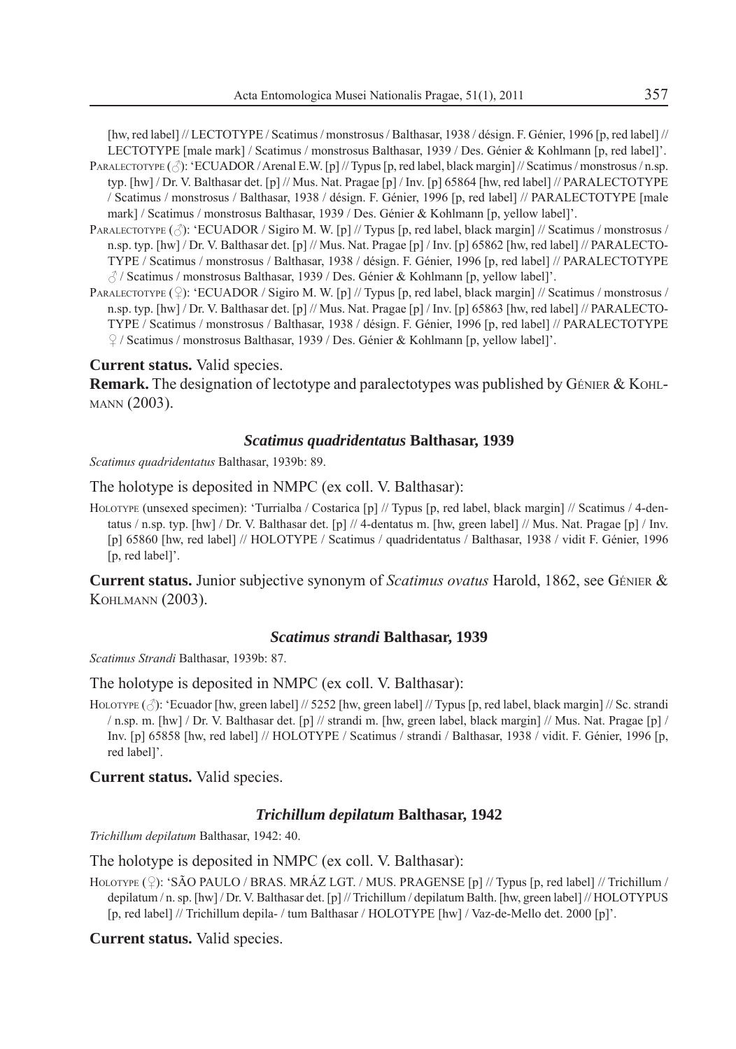[hw, red label] // LECTOTYPE / Scatimus / monstrosus / Balthasar, 1938 / désign. F. Génier, 1996 [p, red label] // LECTOTYPE [male mark] / Scatimus / monstrosus Balthasar, 1939 / Des. Génier & Kohlmann [p, red label]'.

PARALECTOTYPE (♂): 'ECUADOR / Arenal E.W. [p] // Typus [p, red label, black margin] // Scatimus / monstrosus / n.sp. typ. [hw] / Dr. V. Balthasar det. [p] // Mus. Nat. Pragae [p] / Inv. [p] 65864 [hw, red label] // PARALECTOTYPE / Scatimus / monstrosus / Balthasar, 1938 / désign. F. Génier, 1996 [p, red label] // PARALECTOTYPE [male mark] / Scatimus / monstrosus Balthasar, 1939 / Des. Génier & Kohlmann [p, yellow label]'.

PARALECTOTYPE (♂): 'ECUADOR / Sigiro M. W. [p] // Typus [p, red label, black margin] // Scatimus / monstrosus / n.sp. typ. [hw] / Dr. V. Balthasar det. [p] // Mus. Nat. Pragae [p] / Inv. [p] 65862 [hw, red label] // PARALECTOTYPE / Scatimus / monstrosus / Balthasar, 1938 / désign. F. Génier, 1996 [p, red label] // PARALECTOTYPE ♂ / Scatimus / monstrosus Balthasar, 1939 / Des. Génier & Kohlmann [p, yellow label]'.

PARALECTOTYPE (♀): 'ECUADOR / Sigiro M. W. [p] // Typus [p, red label, black margin] // Scatimus / monstrosus / n.sp. typ. [hw] / Dr. V. Balthasar det. [p] // Mus. Nat. Pragae [p] / Inv. [p] 65863 [hw, red label] // PARALECTOTYPE / Scatimus / monstrosus / Balthasar, 1938 / désign. F. Génier, 1996 [p, red label] // PARALECTOTYPE ♀ / Scatimus / monstrosus Balthasar, 1939 / Des. Génier & Kohlmann [p, yellow label]'.

**Current status.** Valid species.

**Remark.** The designation of lectotype and paralectotypes was published by GÉNIER & KOHLMANN (2003).

### *Scatimus quadridentatus* Balthasar, 1939

*Scatimus quadridentatus* Balthasar, 1939b: 89.

The holotype is deposited in NMPC (ex coll. V. Balthasar):

HOLOTYPE (unsexed specimen): 'Turrialba / Costarica [p] // Typus [p, red label, black margin] // Scatimus / 4-dentatus / n.sp. typ. [hw] / Dr. V. Balthasar det. [p] // 4-dentatus m. [hw, green label] // Mus. Nat. Pragae [p] / Inv. [p] 65860 [hw, red label] // HOLOTYPE / Scatimus / quadridentatus / Balthasar, 1938 / vidit F. Génier, 1996 [p, red label]'.

**Current status.** Junior subjective synonym of *Scatimus ovatus* Harold, 1862, see GÉNIER & KOHLMANN (2003).

### *Scatimus strandi* Balthasar, 1939

*Scatimus Strandi* Balthasar, 1939b: 87.

The holotype is deposited in NMPC (ex coll. V. Balthasar):

HOLOTYPE (♂): 'Ecuador [hw, green label] // 5252 [hw, green label] // Typus [p, red label, black margin] // Sc. strandi / n.sp. m. [hw] / Dr. V. Balthasar det. [p] // strandi m. [hw, green label, black margin] // Mus. Nat. Pragae [p] / Inv. [p] 65858 [hw, red label] // HOLOTYPE / Scatimus / strandi / Balthasar, 1938 / vidit. F. Génier, 1996 [p, red label]'.

**Current status.** Valid species.

### *Trichillum depilatum* Balthasar, 1942

*Trichillum depilatum* Balthasar, 1942: 40.

The holotype is deposited in NMPC (ex coll. V. Balthasar):

HOLOTYPE (♀): 'SÃO PAULO / BRAS. MRÁZ LGT. / MUS. PRAGENSE [p] // Typus [p, red label] // Trichillum / depilatum / n. sp. [hw] / Dr. V. Balthasar det. [p] // Trichillum / depilatum Balth. [hw, green label] // HOLOTYPUS [p, red label] // Trichillum depila- / tum Balthasar / HOLOTYPE [hw] / Vaz-de-Mello det. 2000 [p]'.

**Current status.** Valid species.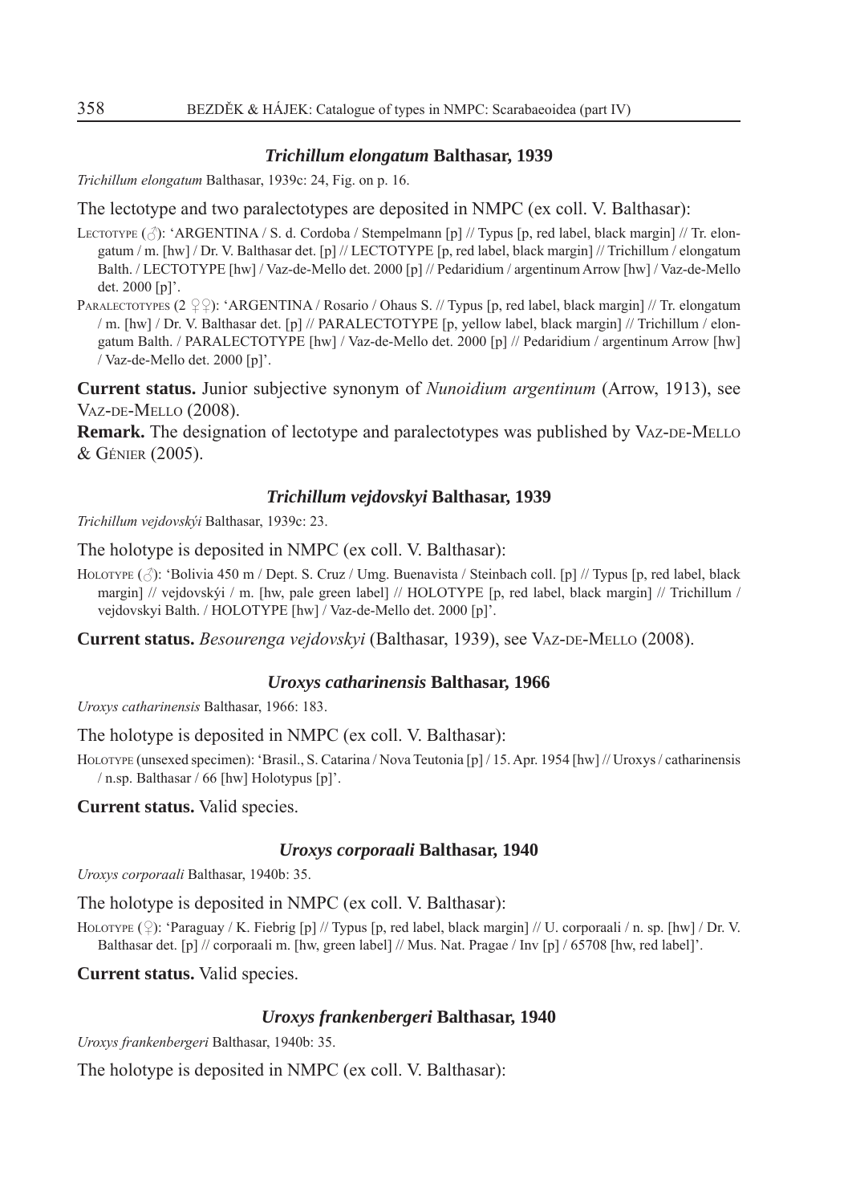### ***Trichillum elongatum*** **Balthasar, 1939**

*Trichillum elongatum* Balthasar, 1939c: 24, Fig. on p. 16.

The lectotype and two paralectotypes are deposited in NMPC (ex coll. V. Balthasar):

LECTOTYPE (♂): 'ARGENTINA / S. d. Cordoba / Stempelmann [p] // Typus [p, red label, black margin] // Tr. elongatum / m. [hw] / Dr. V. Balthasar det. [p] // LECTOTYPE [p, red label, black margin] // Trichillum / elongatum Balth. / LECTOTYPE [hw] / Vaz-de-Mello det. 2000 [p] // Pedaridium / argentinum Arrow [hw] / Vaz-de-Mello det. 2000 [p]'.

PARALECTOTYPES (2 ♀♀): 'ARGENTINA / Rosario / Ohaus S. // Typus [p, red label, black margin] // Tr. elongatum / m. [hw] / Dr. V. Balthasar det. [p] // PARALECTOTYPE [p, yellow label, black margin] // Trichillum / elongatum Balth. / PARALECTOTYPE [hw] / Vaz-de-Mello det. 2000 [p] // Pedaridium / argentinum Arrow [hw] / Vaz-de-Mello det. 2000 [p]'.

**Current status.** Junior subjective synonym of *Nunoidium argentinum* (Arrow, 1913), see VAZ-DE-MELLO (2008).

**Remark.** The designation of lectotype and paralectotypes was published by VAZ-DE-MELLO & GÉNIER (2005).

### ***Trichillum vejdovskyi*** **Balthasar, 1939**

*Trichillum vejdovskýi* Balthasar, 1939c: 23.

The holotype is deposited in NMPC (ex coll. V. Balthasar):

HOLOTYPE (♂): 'Bolivia 450 m / Dept. S. Cruz / Umg. Buenavista / Steinbach coll. [p] // Typus [p, red label, black margin] // vejdovskýi / m. [hw, pale green label] // HOLOTYPE [p, red label, black margin] // Trichillum / vejdovskyi Balth. / HOLOTYPE [hw] / Vaz-de-Mello det. 2000 [p]'.

**Current status.** *Besourenga vejdovskyi* (Balthasar, 1939), see VAZ-DE-MELLO (2008).

### ***Uroxys catharinensis*** **Balthasar, 1966**

*Uroxys catharinensis* Balthasar, 1966: 183.

The holotype is deposited in NMPC (ex coll. V. Balthasar):

HOLOTYPE (unsexed specimen): 'Brasil., S. Catarina / Nova Teutonia [p] / 15. Apr. 1954 [hw] // Uroxys / catharinensis / n.sp. Balthasar / 66 [hw] Holotypus [p]'.

**Current status.** Valid species.

### ***Uroxys corporaali*** **Balthasar, 1940**

*Uroxys corporaali* Balthasar, 1940b: 35.

The holotype is deposited in NMPC (ex coll. V. Balthasar):

HOLOTYPE (♀): 'Paraguay / K. Fiebrig [p] // Typus [p, red label, black margin] // U. corporaali / n. sp. [hw] / Dr. V. Balthasar det. [p] // corporaali m. [hw, green label] // Mus. Nat. Pragae / Inv [p] / 65708 [hw, red label]'.

**Current status.** Valid species.

### ***Uroxys frankenbergeri*** **Balthasar, 1940**

*Uroxys frankenbergeri* Balthasar, 1940b: 35.

The holotype is deposited in NMPC (ex coll. V. Balthasar):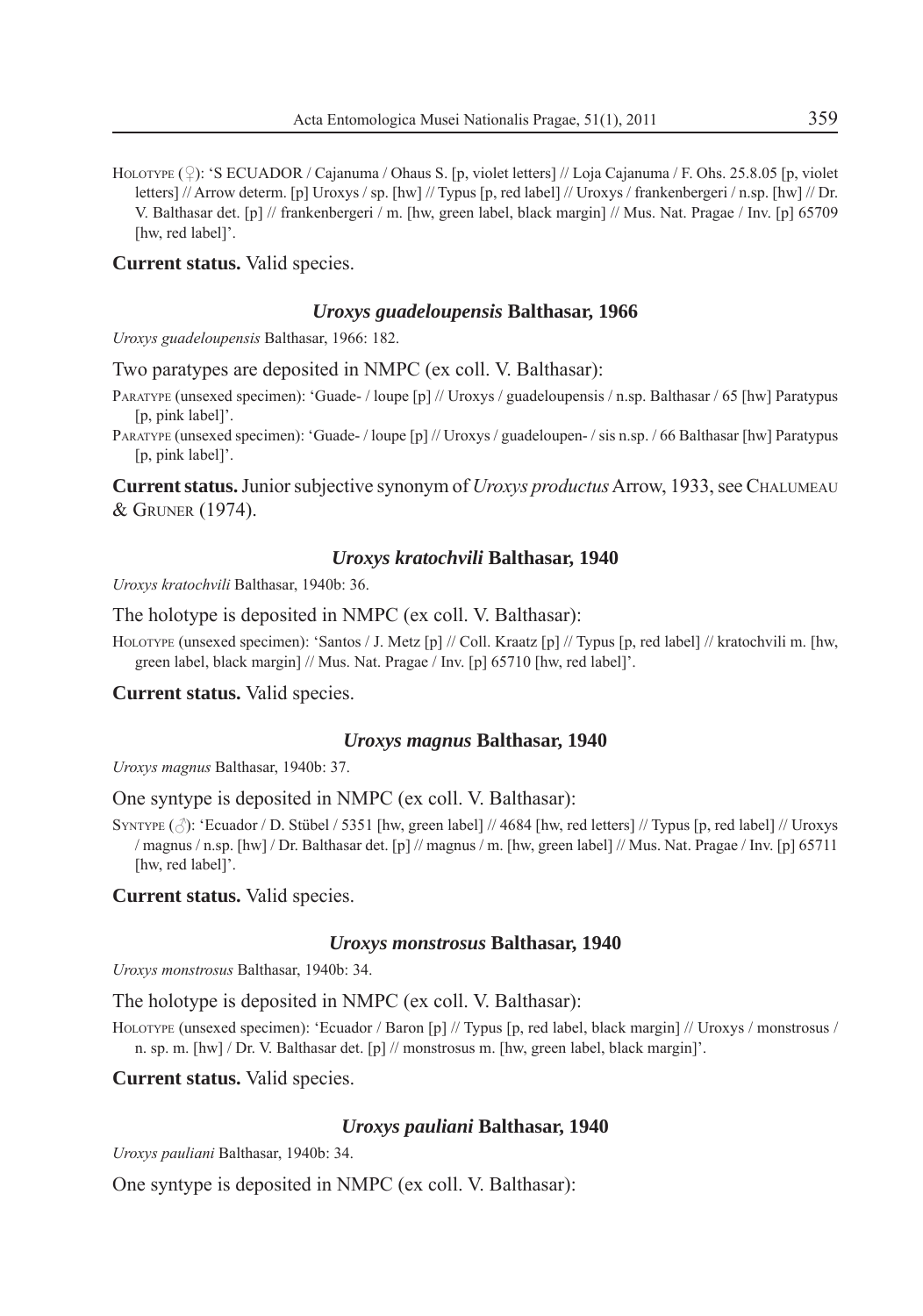HOLOTYPE (♀): 'S ECUADOR / Cajanuma / Ohaus S. [p, violet letters] // Loja Cajanuma / F. Ohs. 25.8.05 [p, violet letters] // Arrow determ. [p] Uroxys / sp. [hw] // Typus [p, red label] // Uroxys / frankenbergeri / n.sp. [hw] // Dr. V. Balthasar det. [p] // frankenbergeri / m. [hw, green label, black margin] // Mus. Nat. Pragae / Inv. [p] 65709 [hw, red label]'.

**Current status.** Valid species.

### *Uroxys guadeloupensis* Balthasar, 1966

*Uroxys guadeloupensis* Balthasar, 1966: 182.

Two paratypes are deposited in NMPC (ex coll. V. Balthasar):

PARATYPE (unsexed specimen): 'Guade- / loupe [p] // Uroxys / guadeloupensis / n.sp. Balthasar / 65 [hw] Paratypus [p, pink label]'.

PARATYPE (unsexed specimen): 'Guade- / loupe [p] // Uroxys / guadeloupen- / sis n.sp. / 66 Balthasar [hw] Paratypus [p, pink label]'.

**Current status.** Junior subjective synonym of *Uroxys productus* Arrow, 1933, see CHALUMEAU & GRUNER (1974).

### *Uroxys kratochvili* Balthasar, 1940

*Uroxys kratochvili* Balthasar, 1940b: 36.

The holotype is deposited in NMPC (ex coll. V. Balthasar):

HOLOTYPE (unsexed specimen): 'Santos / J. Metz [p] // Coll. Kraatz [p] // Typus [p, red label] // kratochvili m. [hw, green label, black margin] // Mus. Nat. Pragae / Inv. [p] 65710 [hw, red label]'.

**Current status.** Valid species.

### *Uroxys magnus* Balthasar, 1940

*Uroxys magnus* Balthasar, 1940b: 37.

One syntype is deposited in NMPC (ex coll. V. Balthasar):

SYNTYPE (♂): 'Ecuador / D. Stübel / 5351 [hw, green label] // 4684 [hw, red letters] // Typus [p, red label] // Uroxys / magnus / n.sp. [hw] / Dr. Balthasar det. [p] // magnus / m. [hw, green label] // Mus. Nat. Pragae / Inv. [p] 65711 [hw, red label]'.

**Current status.** Valid species.

### *Uroxys monstrosus* Balthasar, 1940

*Uroxys monstrosus* Balthasar, 1940b: 34.

The holotype is deposited in NMPC (ex coll. V. Balthasar):

HOLOTYPE (unsexed specimen): 'Ecuador / Baron [p] // Typus [p, red label, black margin] // Uroxys / monstrosus / n. sp. m. [hw] / Dr. V. Balthasar det. [p] // monstrosus m. [hw, green label, black margin]'.

**Current status.** Valid species.

### *Uroxys pauliani* Balthasar, 1940

*Uroxys pauliani* Balthasar, 1940b: 34.

One syntype is deposited in NMPC (ex coll. V. Balthasar):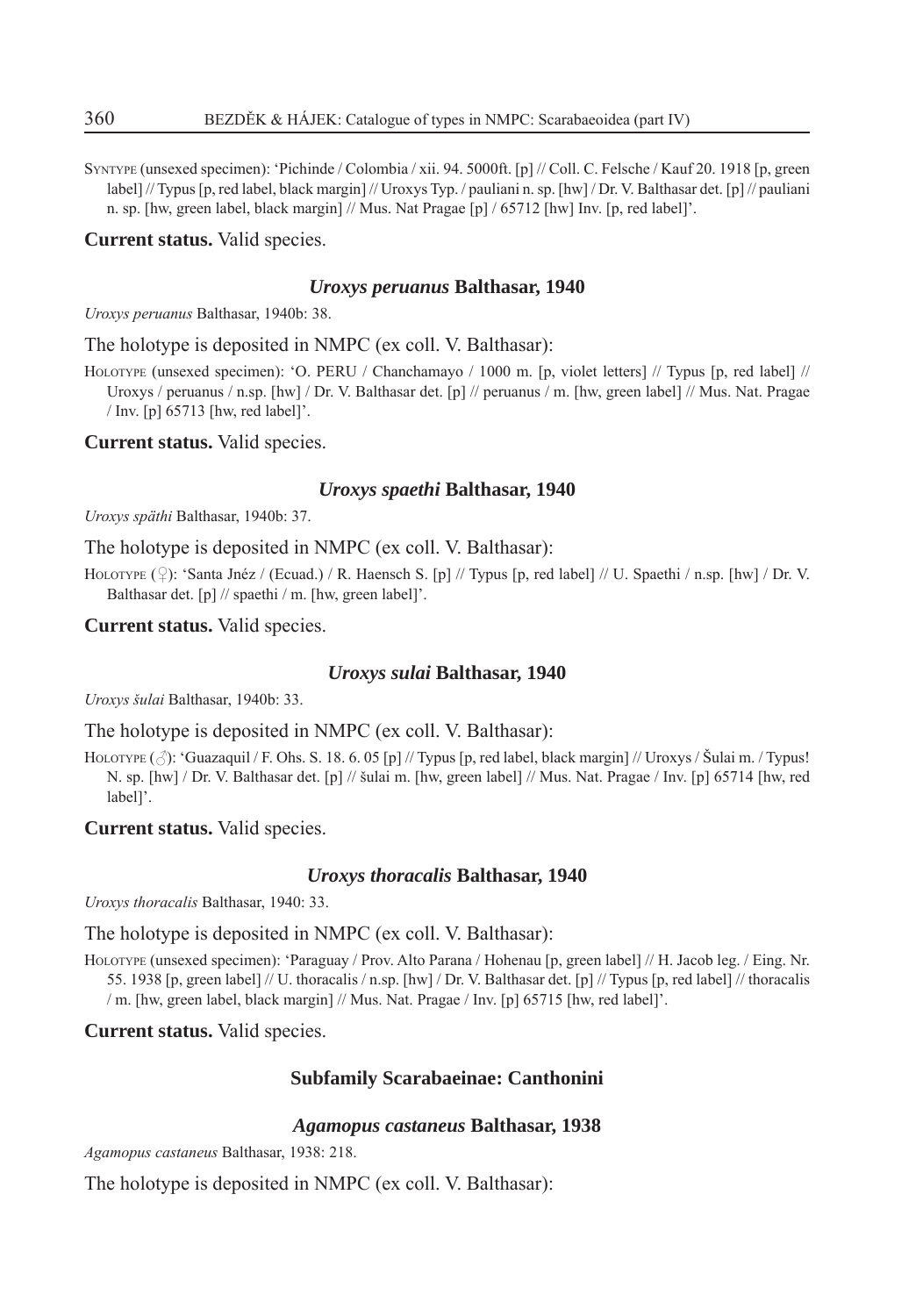SYNTYPE (unsexed specimen): 'Pichinde / Colombia / xii. 94. 5000ft. [p] // Coll. C. Felsche / Kauf 20. 1918 [p, green label] // Typus [p, red label, black margin] // Uroxys Typ. / pauliani n. sp. [hw] / Dr. V. Balthasar det. [p] // pauliani n. sp. [hw, green label, black margin] // Mus. Nat Pragae [p] / 65712 [hw] Inv. [p, red label]'.

**Current status.** Valid species.

### *Uroxys peruanus* Balthasar, 1940

*Uroxys peruanus* Balthasar, 1940b: 38.

The holotype is deposited in NMPC (ex coll. V. Balthasar):

HOLOTYPE (unsexed specimen): 'O. PERU / Chanchamayo / 1000 m. [p, violet letters] // Typus [p, red label] // Uroxys / peruanus / n.sp. [hw] / Dr. V. Balthasar det. [p] // peruanus / m. [hw, green label] // Mus. Nat. Pragae / Inv. [p] 65713 [hw, red label]'.

**Current status.** Valid species.

### *Uroxys spaethi* Balthasar, 1940

*Uroxys späthi* Balthasar, 1940b: 37.

The holotype is deposited in NMPC (ex coll. V. Balthasar):

HOLOTYPE (♀): 'Santa Jnéz / (Ecuad.) / R. Haensch S. [p] // Typus [p, red label] // U. Spaethi / n.sp. [hw] / Dr. V. Balthasar det. [p] // spaethi / m. [hw, green label]'.

**Current status.** Valid species.

### *Uroxys sulai* Balthasar, 1940

*Uroxys šulai* Balthasar, 1940b: 33.

The holotype is deposited in NMPC (ex coll. V. Balthasar):

HOLOTYPE (♂): 'Guazaquil / F. Ohs. S. 18. 6. 05 [p] // Typus [p, red label, black margin] // Uroxys / Šulai m. / Typus! N. sp. [hw] / Dr. V. Balthasar det. [p] // šulai m. [hw, green label] // Mus. Nat. Pragae / Inv. [p] 65714 [hw, red label]'.

**Current status.** Valid species.

### *Uroxys thoracalis* Balthasar, 1940

*Uroxys thoracalis* Balthasar, 1940: 33.

The holotype is deposited in NMPC (ex coll. V. Balthasar):

HOLOTYPE (unsexed specimen): 'Paraguay / Prov. Alto Parana / Hohenau [p, green label] // H. Jacob leg. / Eing. Nr. 55. 1938 [p, green label] // U. thoracalis / n.sp. [hw] / Dr. V. Balthasar det. [p] // Typus [p, red label] // thoracalis / m. [hw, green label, black margin] // Mus. Nat. Pragae / Inv. [p] 65715 [hw, red label]'.

**Current status.** Valid species.

## Subfamily Scarabaeinae: Canthonini

### *Agamopus castaneus* Balthasar, 1938

*Agamopus castaneus* Balthasar, 1938: 218.

The holotype is deposited in NMPC (ex coll. V. Balthasar):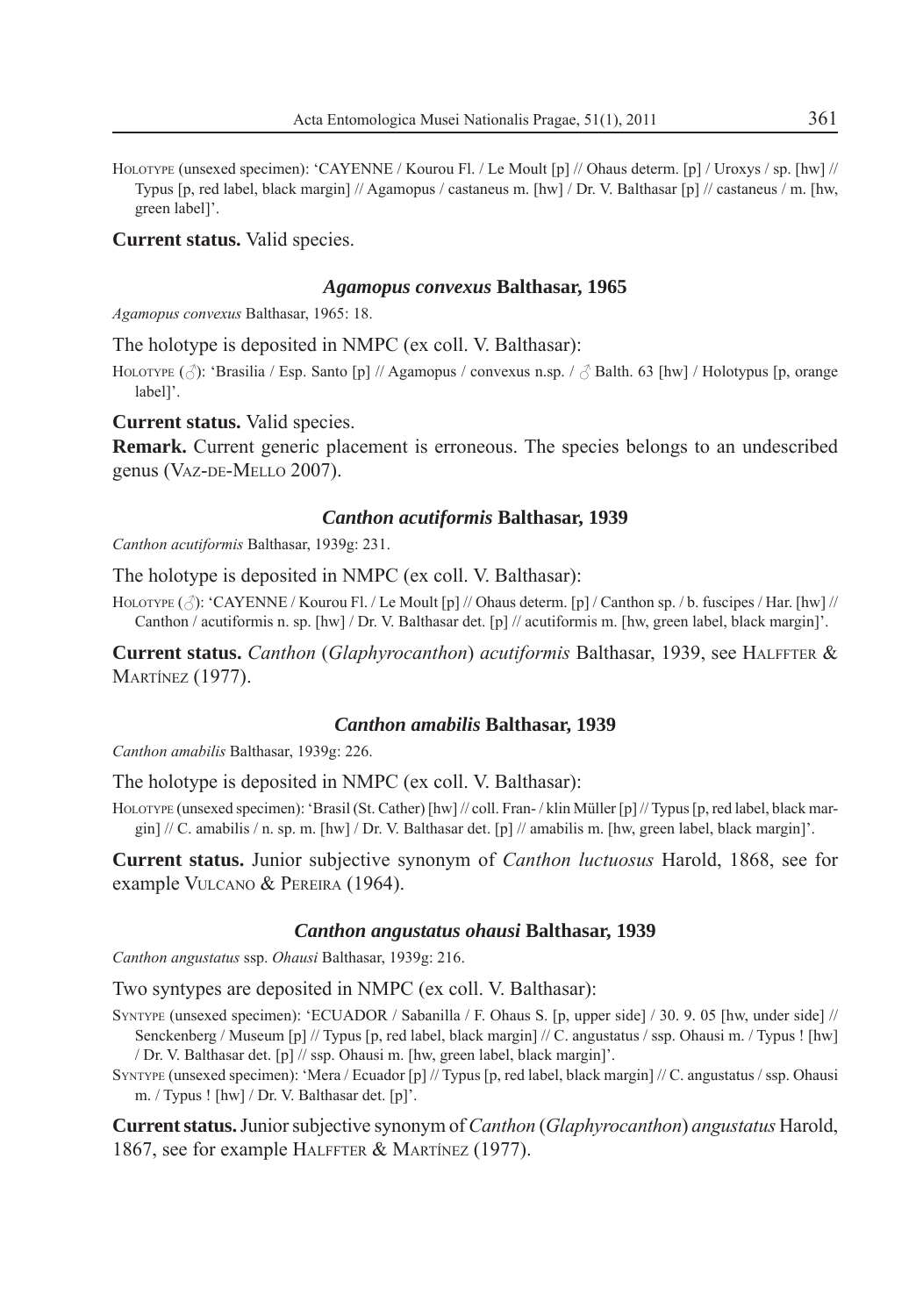HOLOTYPE (unsexed specimen): 'CAYENNE / Kourou Fl. / Le Moult [p] // Ohaus determ. [p] / Uroxys / sp. [hw] // Typus [p, red label, black margin] // Agamopus / castaneus m. [hw] / Dr. V. Balthasar [p] // castaneus / m. [hw, green label]'.

**Current status.** Valid species.

### *Agamopus convexus* Balthasar, 1965

*Agamopus convexus* Balthasar, 1965: 18.

The holotype is deposited in NMPC (ex coll. V. Balthasar):

HOLOTYPE (♂): 'Brasilia / Esp. Santo [p] // Agamopus / convexus n.sp. / ♂ Balth. 63 [hw] / Holotypus [p, orange label]'.

**Current status.** Valid species.

**Remark.** Current generic placement is erroneous. The species belongs to an undescribed genus (VAZ-DE-MELLO 2007).

### *Canthon acutiformis* Balthasar, 1939

*Canthon acutiformis* Balthasar, 1939g: 231.

The holotype is deposited in NMPC (ex coll. V. Balthasar):

HOLOTYPE (♂): 'CAYENNE / Kourou Fl. / Le Moult [p] // Ohaus determ. [p] / Canthon sp. / b. fuscipes / Har. [hw] // Canthon / acutiformis n. sp. [hw] / Dr. V. Balthasar det. [p] // acutiformis m. [hw, green label, black margin]'.

**Current status.** *Canthon* (*Glaphyrocanthon*) *acutiformis* Balthasar, 1939, see HALFFTER & MARTÍNEZ (1977).

### *Canthon amabilis* Balthasar, 1939

*Canthon amabilis* Balthasar, 1939g: 226.

The holotype is deposited in NMPC (ex coll. V. Balthasar):

HOLOTYPE (unsexed specimen): 'Brasil (St. Cather) [hw] // coll. Fran- / klin Müller [p] // Typus [p, red label, black margin] // C. amabilis / n. sp. m. [hw] / Dr. V. Balthasar det. [p] // amabilis m. [hw, green label, black margin]'.

**Current status.** Junior subjective synonym of *Canthon luctuosus* Harold, 1868, see for example VULCANO & PEREIRA (1964).

### *Canthon angustatus ohausi* Balthasar, 1939

*Canthon angustatus* ssp. *Ohausi* Balthasar, 1939g: 216.

Two syntypes are deposited in NMPC (ex coll. V. Balthasar):

SYNTYPE (unsexed specimen): 'ECUADOR / Sabanilla / F. Ohaus S. [p, upper side] / 30. 9. 05 [hw, under side] // Senckenberg / Museum [p] // Typus [p, red label, black margin] // C. angustatus / ssp. Ohausi m. / Typus ! [hw] / Dr. V. Balthasar det. [p] // ssp. Ohausi m. [hw, green label, black margin]'.

SYNTYPE (unsexed specimen): 'Mera / Ecuador [p] // Typus [p, red label, black margin] // C. angustatus / ssp. Ohausi m. / Typus ! [hw] / Dr. V. Balthasar det. [p]'.

**Current status.** Junior subjective synonym of *Canthon* (*Glaphyrocanthon*) *angustatus* Harold, 1867, see for example HALFFTER & MARTÍNEZ (1977).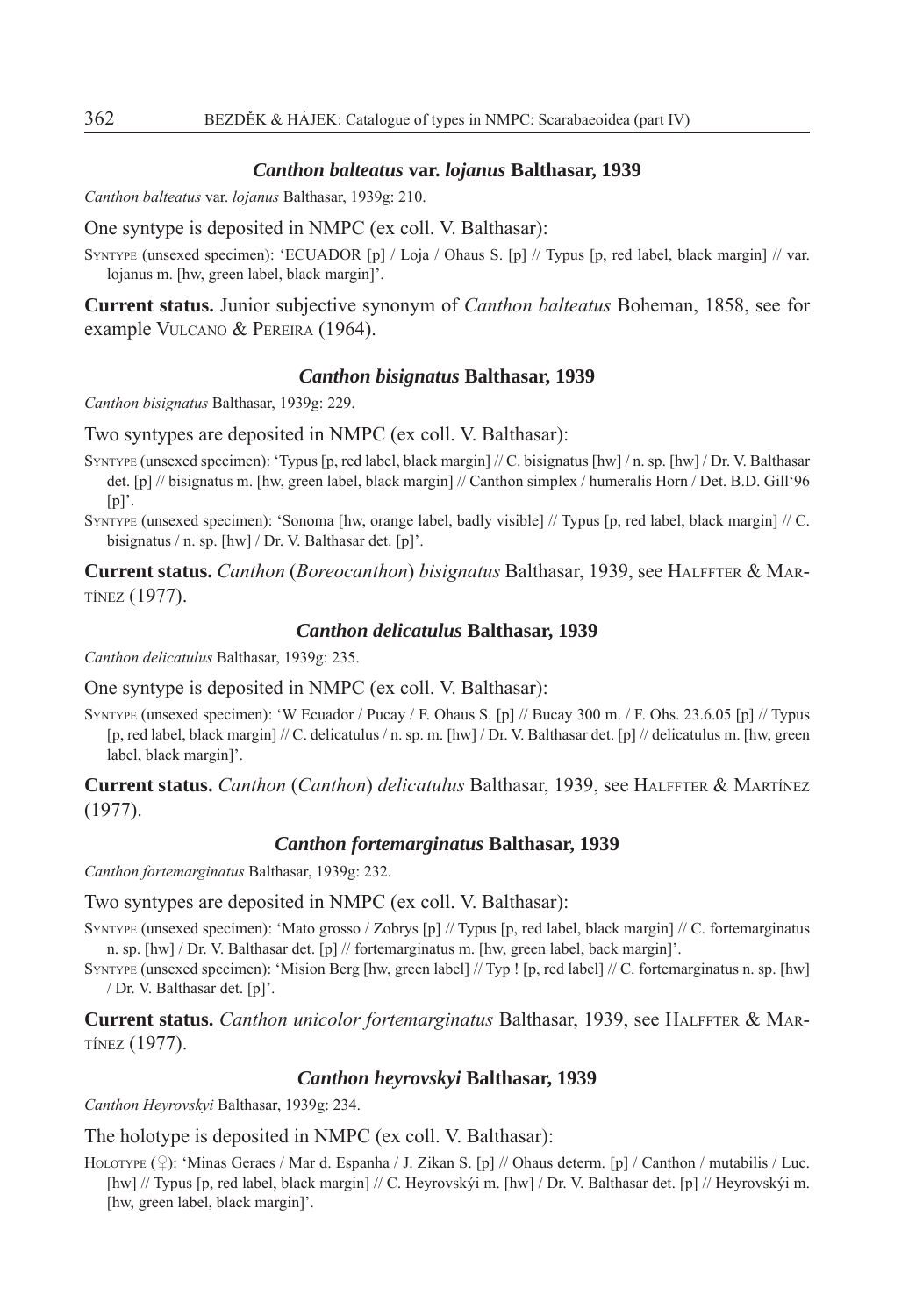### *Canthon balteatus* var. *lojanus* Balthasar, 1939

*Canthon balteatus* var. *lojanus* Balthasar, 1939g: 210.

One syntype is deposited in NMPC (ex coll. V. Balthasar):

Syntype (unsexed specimen): 'ECUADOR [p] / Loja / Ohaus S. [p] // Typus [p, red label, black margin] // var. lojanus m. [hw, green label, black margin]'.

**Current status.** Junior subjective synonym of *Canthon balteatus* Boheman, 1858, see for example Vulcano & Pereira (1964).

### *Canthon bisignatus* Balthasar, 1939

*Canthon bisignatus* Balthasar, 1939g: 229.

Two syntypes are deposited in NMPC (ex coll. V. Balthasar):

Syntype (unsexed specimen): 'Typus [p, red label, black margin] // C. bisignatus [hw] / n. sp. [hw] / Dr. V. Balthasar det. [p] // bisignatus m. [hw, green label, black margin] // Canthon simplex / humeralis Horn / Det. B.D. Gill'96 [p]'.

Syntype (unsexed specimen): 'Sonoma [hw, orange label, badly visible] // Typus [p, red label, black margin] // C. bisignatus / n. sp. [hw] / Dr. V. Balthasar det. [p]'.

**Current status.** *Canthon* (*Boreocanthon*) *bisignatus* Balthasar, 1939, see Halffter & Martínez (1977).

### *Canthon delicatulus* Balthasar, 1939

*Canthon delicatulus* Balthasar, 1939g: 235.

One syntype is deposited in NMPC (ex coll. V. Balthasar):

Syntype (unsexed specimen): 'W Ecuador / Pucay / F. Ohaus S. [p] // Bucay 300 m. / F. Ohs. 23.6.05 [p] // Typus [p, red label, black margin] // C. delicatulus / n. sp. m. [hw] / Dr. V. Balthasar det. [p] // delicatulus m. [hw, green label, black margin]'.

**Current status.** *Canthon* (*Canthon*) *delicatulus* Balthasar, 1939, see Halffter & Martínez (1977).

### *Canthon fortemarginatus* Balthasar, 1939

*Canthon fortemarginatus* Balthasar, 1939g: 232.

Two syntypes are deposited in NMPC (ex coll. V. Balthasar):

Syntype (unsexed specimen): 'Mato grosso / Zobrys [p] // Typus [p, red label, black margin] // C. fortemarginatus n. sp. [hw] / Dr. V. Balthasar det. [p] // fortemarginatus m. [hw, green label, back margin]'.

Syntype (unsexed specimen): 'Mision Berg [hw, green label] // Typ ! [p, red label] // C. fortemarginatus n. sp. [hw] / Dr. V. Balthasar det. [p]'.

**Current status.** *Canthon unicolor fortemarginatus* Balthasar, 1939, see Halffter & Martínez (1977).

### *Canthon heyrovskyi* Balthasar, 1939

*Canthon Heyrovskyi* Balthasar, 1939g: 234.

The holotype is deposited in NMPC (ex coll. V. Balthasar):

Holotype (♀): 'Minas Geraes / Mar d. Espanha / J. Zikan S. [p] // Ohaus determ. [p] / Canthon / mutabilis / Luc. [hw] // Typus [p, red label, black margin] // C. Heyrovskýi m. [hw] / Dr. V. Balthasar det. [p] // Heyrovskýi m. [hw, green label, black margin]'.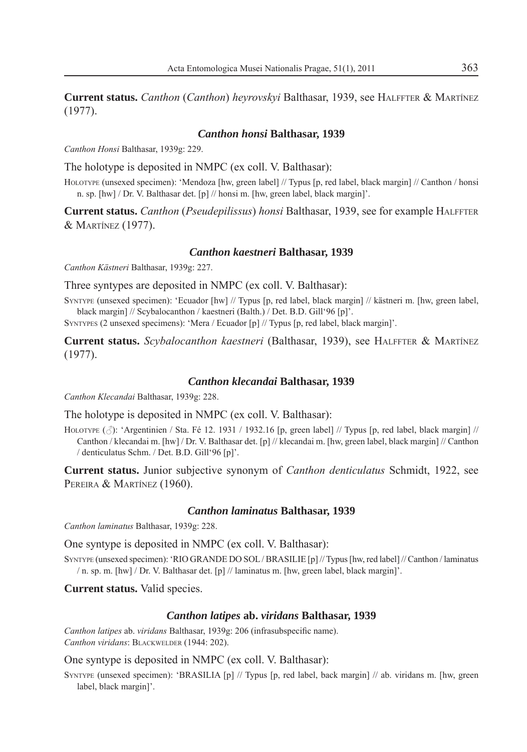**Current status.** *Canthon* (*Canthon*) *heyrovskyi* Balthasar, 1939, see Halffter & Martínez (1977).

### *Canthon honsi* Balthasar, 1939

*Canthon Honsi* Balthasar, 1939g: 229.

The holotype is deposited in NMPC (ex coll. V. Balthasar):

Holotype (unsexed specimen): 'Mendoza [hw, green label] // Typus [p, red label, black margin] // Canthon / honsi n. sp. [hw] / Dr. V. Balthasar det. [p] // honsi m. [hw, green label, black margin]'.

**Current status.** *Canthon* (*Pseudepilissus*) *honsi* Balthasar, 1939, see for example Halffter & Martínez (1977).

### *Canthon kaestneri* Balthasar, 1939

*Canthon Kästneri* Balthasar, 1939g: 227.

Three syntypes are deposited in NMPC (ex coll. V. Balthasar):

Syntype (unsexed specimen): 'Ecuador [hw] // Typus [p, red label, black margin] // kästneri m. [hw, green label, black margin] // Scybalocanthon / kaestneri (Balth.) / Det. B.D. Gill'96 [p]'.

Syntypes (2 unsexed specimens): 'Mera / Ecuador [p] // Typus [p, red label, black margin]'.

**Current status.** *Scybalocanthon kaestneri* (Balthasar, 1939), see Halffter & Martínez (1977).

### *Canthon klecandai* Balthasar, 1939

*Canthon Klecandai* Balthasar, 1939g: 228.

The holotype is deposited in NMPC (ex coll. V. Balthasar):

Holotype (♂): 'Argentinien / Sta. Fé 12. 1931 / 1932.16 [p, green label] // Typus [p, red label, black margin] // Canthon / klecandai m. [hw] / Dr. V. Balthasar det. [p] // klecandai m. [hw, green label, black margin] // Canthon / denticulatus Schm. / Det. B.D. Gill'96 [p]'.

**Current status.** Junior subjective synonym of *Canthon denticulatus* Schmidt, 1922, see Pereira & Martínez (1960).

### *Canthon laminatus* Balthasar, 1939

*Canthon laminatus* Balthasar, 1939g: 228.

One syntype is deposited in NMPC (ex coll. V. Balthasar):

Syntype (unsexed specimen): 'RIO GRANDE DO SOL / BRASILIE [p] // Typus [hw, red label] // Canthon / laminatus / n. sp. m. [hw] / Dr. V. Balthasar det. [p] // laminatus m. [hw, green label, black margin]'.

**Current status.** Valid species.

### *Canthon latipes* ab. *viridans* Balthasar, 1939

*Canthon latipes* ab. *viridans* Balthasar, 1939g: 206 (infrasubspecific name).
*Canthon viridans*: Blackwelder (1944: 202).

One syntype is deposited in NMPC (ex coll. V. Balthasar):

Syntype (unsexed specimen): 'BRASILIA [p] // Typus [p, red label, back margin] // ab. viridans m. [hw, green label, black margin]'.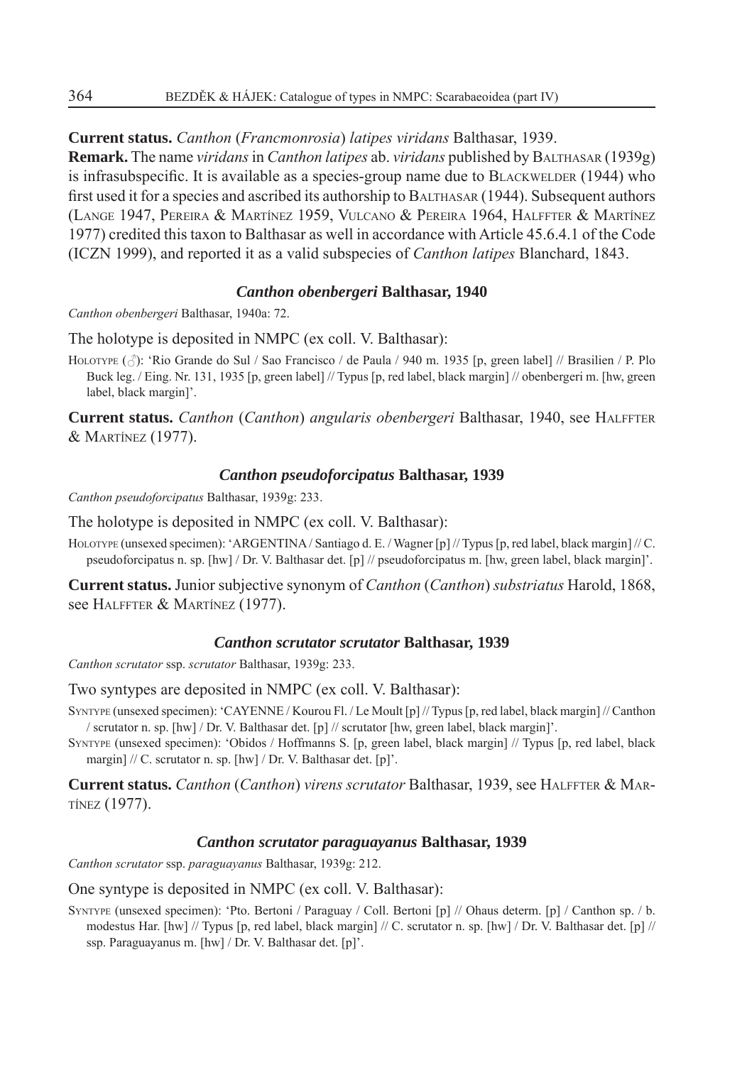**Current status.** *Canthon* (*Francmonrosia*) *latipes viridans* Balthasar, 1939.

**Remark.** The name *viridans* in *Canthon latipes* ab. *viridans* published by Balthasar (1939g) is infrasubspecific. It is available as a species-group name due to Blackwelder (1944) who first used it for a species and ascribed its authorship to Balthasar (1944). Subsequent authors (Lange 1947, Pereira & Martínez 1959, Vulcano & Pereira 1964, Halffter & Martínez 1977) credited this taxon to Balthasar as well in accordance with Article 45.6.4.1 of the Code (ICZN 1999), and reported it as a valid subspecies of *Canthon latipes* Blanchard, 1843.

### *Canthon obenbergeri* Balthasar, 1940

*Canthon obenbergeri* Balthasar, 1940a: 72.

The holotype is deposited in NMPC (ex coll. V. Balthasar):

Holotype (♂): 'Rio Grande do Sul / Sao Francisco / de Paula / 940 m. 1935 [p, green label] // Brasilien / P. Plo Buck leg. / Eing. Nr. 131, 1935 [p, green label] // Typus [p, red label, black margin] // obenbergeri m. [hw, green label, black margin]'.

**Current status.** *Canthon* (*Canthon*) *angularis obenbergeri* Balthasar, 1940, see Halffter & Martínez (1977).

### *Canthon pseudoforcipatus* Balthasar, 1939

*Canthon pseudoforcipatus* Balthasar, 1939g: 233.

The holotype is deposited in NMPC (ex coll. V. Balthasar):

Holotype (unsexed specimen): 'ARGENTINA / Santiago d. E. / Wagner [p] // Typus [p, red label, black margin] // C. pseudoforcipatus n. sp. [hw] / Dr. V. Balthasar det. [p] // pseudoforcipatus m. [hw, green label, black margin]'.

**Current status.** Junior subjective synonym of *Canthon* (*Canthon*) *substriatus* Harold, 1868, see Halffter & Martínez (1977).

### *Canthon scrutator scrutator* Balthasar, 1939

*Canthon scrutator* ssp. *scrutator* Balthasar, 1939g: 233.

Two syntypes are deposited in NMPC (ex coll. V. Balthasar):

Syntype (unsexed specimen): 'CAYENNE / Kourou Fl. / Le Moult [p] // Typus [p, red label, black margin] // Canthon / scrutator n. sp. [hw] / Dr. V. Balthasar det. [p] // scrutator [hw, green label, black margin]'.

Syntype (unsexed specimen): 'Obidos / Hoffmanns S. [p, green label, black margin] // Typus [p, red label, black margin] // C. scrutator n. sp. [hw] / Dr. V. Balthasar det. [p]'.

**Current status.** *Canthon* (*Canthon*) *virens scrutator* Balthasar, 1939, see Halffter & Martínez (1977).

### *Canthon scrutator paraguayanus* Balthasar, 1939

*Canthon scrutator* ssp. *paraguayanus* Balthasar, 1939g: 212.

One syntype is deposited in NMPC (ex coll. V. Balthasar):

Syntype (unsexed specimen): 'Pto. Bertoni / Paraguay / Coll. Bertoni [p] // Ohaus determ. [p] / Canthon sp. / b. modestus Har. [hw] // Typus [p, red label, black margin] // C. scrutator n. sp. [hw] / Dr. V. Balthasar det. [p] // ssp. Paraguayanus m. [hw] / Dr. V. Balthasar det. [p]'.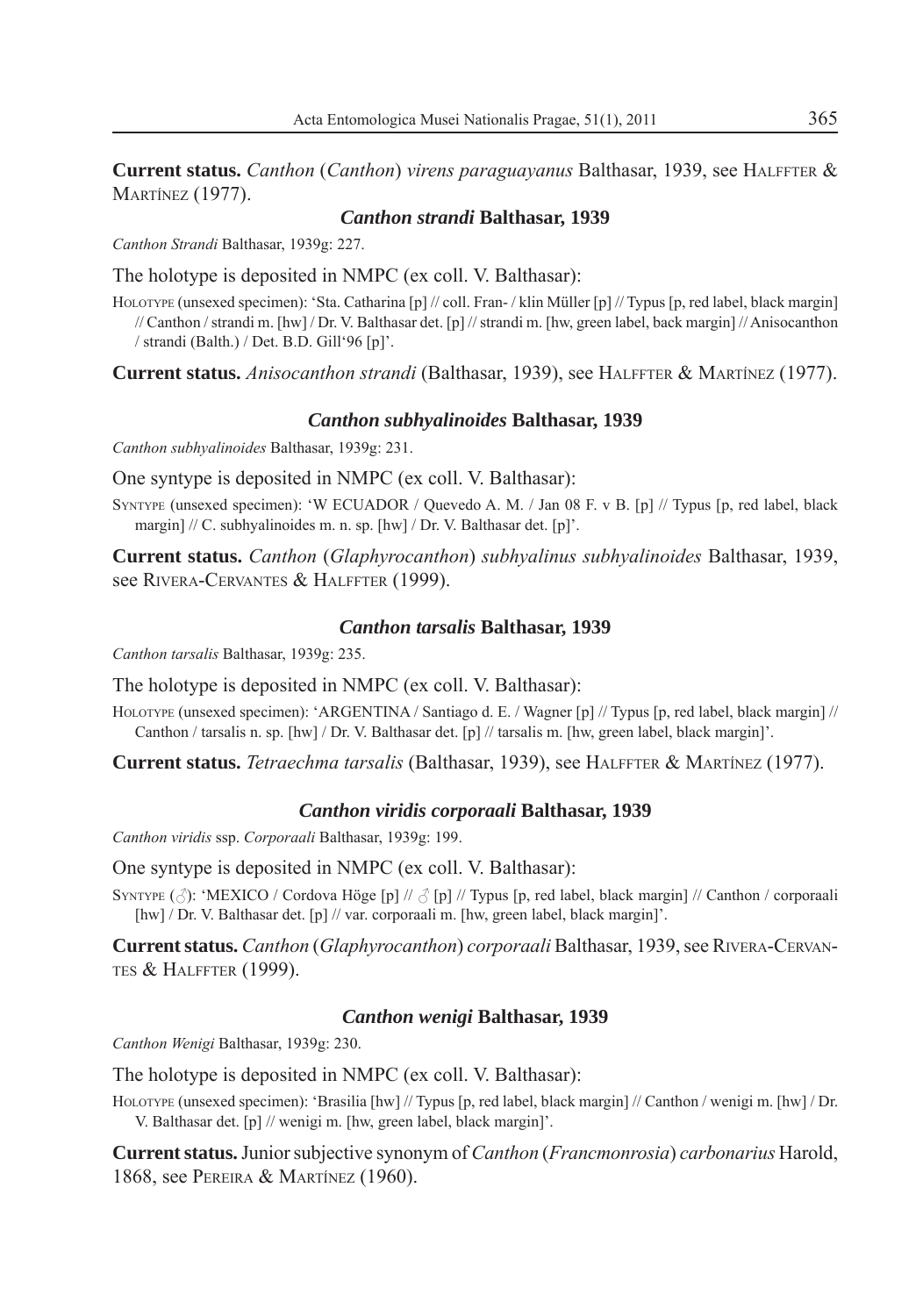**Current status.** *Canthon* (*Canthon*) *virens paraguayanus* Balthasar, 1939, see Halffter & Martínez (1977).

### *Canthon strandi* Balthasar, 1939

*Canthon Strandi* Balthasar, 1939g: 227.

The holotype is deposited in NMPC (ex coll. V. Balthasar):

Holotype (unsexed specimen): 'Sta. Catharina [p] // coll. Fran- / klin Müller [p] // Typus [p, red label, black margin] // Canthon / strandi m. [hw] / Dr. V. Balthasar det. [p] // strandi m. [hw, green label, back margin] // Anisocanthon / strandi (Balth.) / Det. B.D. Gill'96 [p]'.

**Current status.** *Anisocanthon strandi* (Balthasar, 1939), see Halffter & Martínez (1977).

### *Canthon subhyalinoides* Balthasar, 1939

*Canthon subhyalinoides* Balthasar, 1939g: 231.

One syntype is deposited in NMPC (ex coll. V. Balthasar):

Syntype (unsexed specimen): 'W ECUADOR / Quevedo A. M. / Jan 08 F. v B. [p] // Typus [p, red label, black margin] // C. subhyalinoides m. n. sp. [hw] / Dr. V. Balthasar det. [p]'.

**Current status.** *Canthon* (*Glaphyrocanthon*) *subhyalinus subhyalinoides* Balthasar, 1939, see Rivera-Cervantes & Halffter (1999).

### *Canthon tarsalis* Balthasar, 1939

*Canthon tarsalis* Balthasar, 1939g: 235.

The holotype is deposited in NMPC (ex coll. V. Balthasar):

Holotype (unsexed specimen): 'ARGENTINA / Santiago d. E. / Wagner [p] // Typus [p, red label, black margin] // Canthon / tarsalis n. sp. [hw] / Dr. V. Balthasar det. [p] // tarsalis m. [hw, green label, black margin]'.

**Current status.** *Tetraechma tarsalis* (Balthasar, 1939), see Halffter & Martínez (1977).

### *Canthon viridis corporaali* Balthasar, 1939

*Canthon viridis* ssp. *Corporaali* Balthasar, 1939g: 199.

One syntype is deposited in NMPC (ex coll. V. Balthasar):

Syntype (♂): 'MEXICO / Cordova Höge [p] // ♂ [p] // Typus [p, red label, black margin] // Canthon / corporaali [hw] / Dr. V. Balthasar det. [p] // var. corporaali m. [hw, green label, black margin]'.

**Current status.** *Canthon* (*Glaphyrocanthon*) *corporaali* Balthasar, 1939, see Rivera-Cervantes & Halffter (1999).

### *Canthon wenigi* Balthasar, 1939

*Canthon Wenigi* Balthasar, 1939g: 230.

The holotype is deposited in NMPC (ex coll. V. Balthasar):

Holotype (unsexed specimen): 'Brasilia [hw] // Typus [p, red label, black margin] // Canthon / wenigi m. [hw] / Dr. V. Balthasar det. [p] // wenigi m. [hw, green label, black margin]'.

**Current status.** Junior subjective synonym of *Canthon* (*Francmonrosia*) *carbonarius* Harold, 1868, see Pereira & Martínez (1960).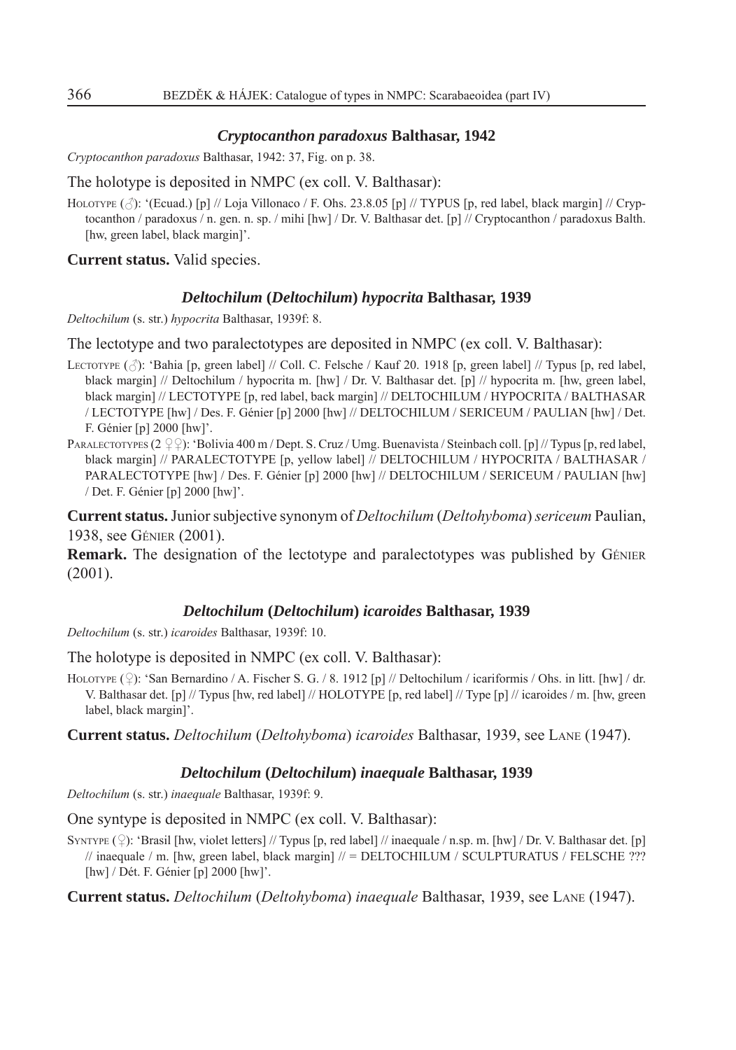### *Cryptocanthon paradoxus* Balthasar, 1942

*Cryptocanthon paradoxus* Balthasar, 1942: 37, Fig. on p. 38.

The holotype is deposited in NMPC (ex coll. V. Balthasar):

HOLOTYPE (♂): '(Ecuad.) [p] // Loja Villonaco / F. Ohs. 23.8.05 [p] // TYPUS [p, red label, black margin] // Cryptocanthon / paradoxus / n. gen. n. sp. / mihi [hw] / Dr. V. Balthasar det. [p] // Cryptocanthon / paradoxus Balth. [hw, green label, black margin]'.

**Current status.** Valid species.

### *Deltochilum* (*Deltochilum*) *hypocrita* Balthasar, 1939

*Deltochilum* (s. str.) *hypocrita* Balthasar, 1939f: 8.

The lectotype and two paralectotypes are deposited in NMPC (ex coll. V. Balthasar):

LECTOTYPE (♂): 'Bahia [p, green label] // Coll. C. Felsche / Kauf 20. 1918 [p, green label] // Typus [p, red label, black margin] // Deltochilum / hypocrita m. [hw] / Dr. V. Balthasar det. [p] // hypocrita m. [hw, green label, black margin] // LECTOTYPE [p, red label, back margin] // DELTOCHILUM / HYPOCRITA / BALTHASAR / LECTOTYPE [hw] / Des. F. Génier [p] 2000 [hw] // DELTOCHILUM / SERICEUM / PAULIAN [hw] / Det. F. Génier [p] 2000 [hw]'.

PARALECTOTYPES (2 ♀♀): 'Bolivia 400 m / Dept. S. Cruz / Umg. Buenavista / Steinbach coll. [p] // Typus [p, red label, black margin] // PARALECTOTYPE [p, yellow label] // DELTOCHILUM / HYPOCRITA / BALTHASAR / PARALECTOTYPE [hw] / Des. F. Génier [p] 2000 [hw] // DELTOCHILUM / SERICEUM / PAULIAN [hw] / Det. F. Génier [p] 2000 [hw]'.

**Current status.** Junior subjective synonym of *Deltochilum* (*Deltohyboma*) *sericeum* Paulian, 1938, see GÉNIER (2001).

**Remark.** The designation of the lectotype and paralectotypes was published by GÉNIER (2001).

### *Deltochilum* (*Deltochilum*) *icaroides* Balthasar, 1939

*Deltochilum* (s. str.) *icaroides* Balthasar, 1939f: 10.

The holotype is deposited in NMPC (ex coll. V. Balthasar):

HOLOTYPE (♀): 'San Bernardino / A. Fischer S. G. / 8. 1912 [p] // Deltochilum / icariformis / Ohs. in litt. [hw] / dr. V. Balthasar det. [p] // Typus [hw, red label] // HOLOTYPE [p, red label] // Type [p] // icaroides / m. [hw, green label, black margin]'.

**Current status.** *Deltochilum* (*Deltohyboma*) *icaroides* Balthasar, 1939, see LANE (1947).

### *Deltochilum* (*Deltochilum*) *inaequale* Balthasar, 1939

*Deltochilum* (s. str.) *inaequale* Balthasar, 1939f: 9.

One syntype is deposited in NMPC (ex coll. V. Balthasar):

SYNTYPE (♀): 'Brasil [hw, violet letters] // Typus [p, red label] // inaequale / n.sp. m. [hw] / Dr. V. Balthasar det. [p] // inaequale / m. [hw, green label, black margin] // = DELTOCHILUM / SCULPTURATUS / FELSCHE ??? [hw] / Dét. F. Génier [p] 2000 [hw]'.

**Current status.** *Deltochilum* (*Deltohyboma*) *inaequale* Balthasar, 1939, see LANE (1947).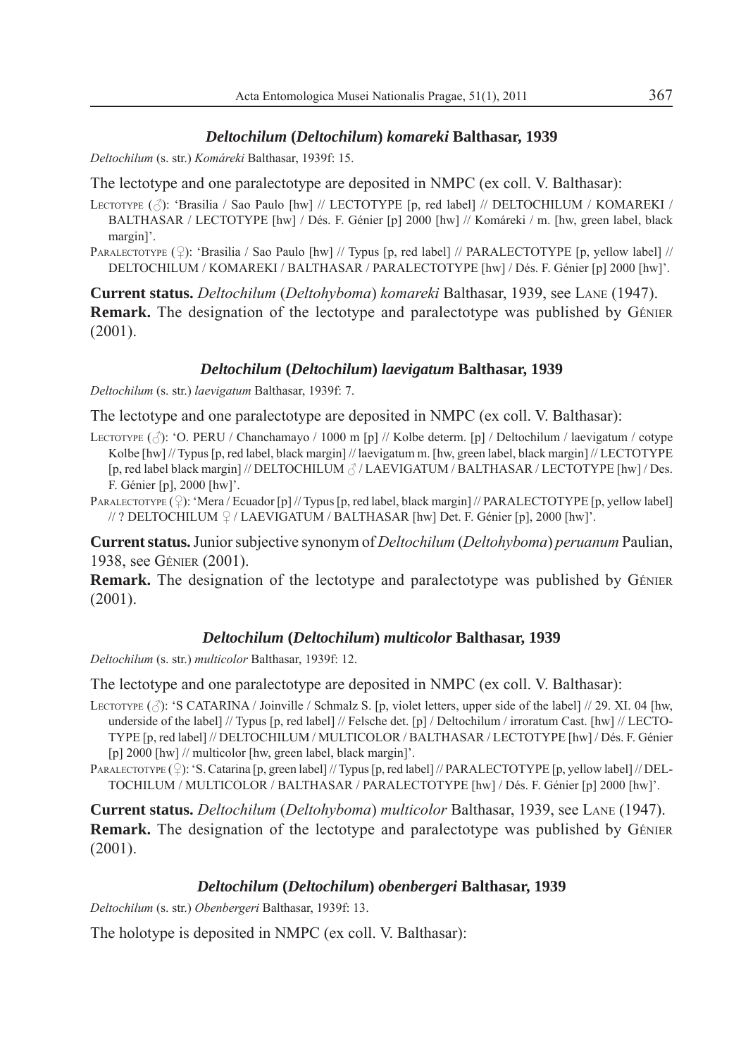### *Deltochilum* (*Deltochilum*) *komareki* Balthasar, 1939

*Deltochilum* (s. str.) *Komáreki* Balthasar, 1939f: 15.

The lectotype and one paralectotype are deposited in NMPC (ex coll. V. Balthasar):

Lectotype (♂): 'Brasilia / Sao Paulo [hw] // LECTOTYPE [p, red label] // DELTOCHILUM / KOMAREKI / BALTHASAR / LECTOTYPE [hw] / Dés. F. Génier [p] 2000 [hw] // Komáreki / m. [hw, green label, black margin]'.

Paralectotype (♀): 'Brasilia / Sao Paulo [hw] // Typus [p, red label] // PARALECTOTYPE [p, yellow label] // DELTOCHILUM / KOMAREKI / BALTHASAR / PARALECTOTYPE [hw] / Dés. F. Génier [p] 2000 [hw]'.

**Current status.** *Deltochilum* (*Deltohyboma*) *komareki* Balthasar, 1939, see Lane (1947).

**Remark.** The designation of the lectotype and paralectotype was published by Génier (2001).

### *Deltochilum* (*Deltochilum*) *laevigatum* Balthasar, 1939

*Deltochilum* (s. str.) *laevigatum* Balthasar, 1939f: 7.

The lectotype and one paralectotype are deposited in NMPC (ex coll. V. Balthasar):

Lectotype (♂): 'O. PERU / Chanchamayo / 1000 m [p] // Kolbe determ. [p] / Deltochilum / laevigatum / cotype Kolbe [hw] // Typus [p, red label, black margin] // laevigatum m. [hw, green label, black margin] // LECTOTYPE [p, red label black margin] // DELTOCHILUM ♂ / LAEVIGATUM / BALTHASAR / LECTOTYPE [hw] / Des. F. Génier [p], 2000 [hw]'.

Paralectotype (♀): 'Mera / Ecuador [p] // Typus [p, red label, black margin] // PARALECTOTYPE [p, yellow label] // ? DELTOCHILUM ♀ / LAEVIGATUM / BALTHASAR [hw] Det. F. Génier [p], 2000 [hw]'.

**Current status.** Junior subjective synonym of *Deltochilum* (*Deltohyboma*) *peruanum* Paulian, 1938, see Génier (2001).

**Remark.** The designation of the lectotype and paralectotype was published by Génier (2001).

### *Deltochilum* (*Deltochilum*) *multicolor* Balthasar, 1939

*Deltochilum* (s. str.) *multicolor* Balthasar, 1939f: 12.

The lectotype and one paralectotype are deposited in NMPC (ex coll. V. Balthasar):

Lectotype (♂): 'S CATARINA / Joinville / Schmalz S. [p, violet letters, upper side of the label] // 29. XI. 04 [hw, underside of the label] // Typus [p, red label] // Felsche det. [p] / Deltochilum / irroratum Cast. [hw] // LECTOTYPE [p, red label] // DELTOCHILUM / MULTICOLOR / BALTHASAR / LECTOTYPE [hw] / Dés. F. Génier [p] 2000 [hw] // multicolor [hw, green label, black margin]'.

Paralectotype (♀): 'S. Catarina [p, green label] // Typus [p, red label] // PARALECTOTYPE [p, yellow label] // DELTOCHILUM / MULTICOLOR / BALTHASAR / PARALECTOTYPE [hw] / Dés. F. Génier [p] 2000 [hw]'.

**Current status.** *Deltochilum* (*Deltohyboma*) *multicolor* Balthasar, 1939, see Lane (1947).

**Remark.** The designation of the lectotype and paralectotype was published by Génier (2001).

### *Deltochilum* (*Deltochilum*) *obenbergeri* Balthasar, 1939

*Deltochilum* (s. str.) *Obenbergeri* Balthasar, 1939f: 13.

The holotype is deposited in NMPC (ex coll. V. Balthasar):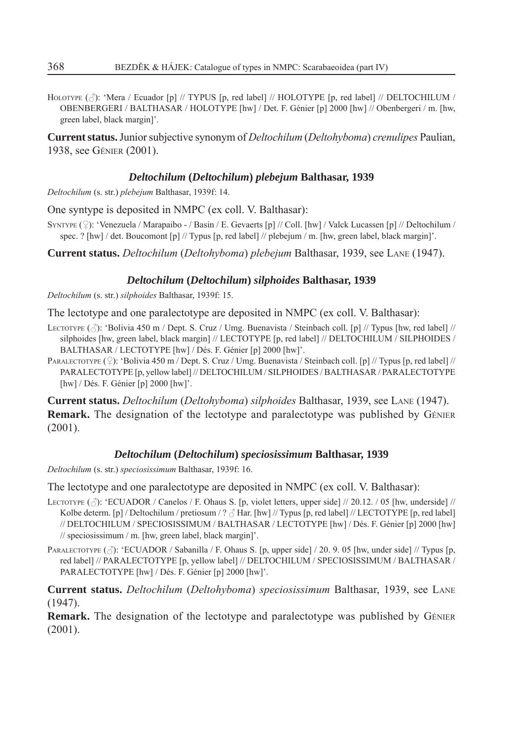HOLOTYPE (♂): 'Mera / Ecuador [p] // TYPUS [p, red label] // HOLOTYPE [p, red label] // DELTOCHILUM / OBENBERGERI / BALTHASAR / HOLOTYPE [hw] / Det. F. Génier [p] 2000 [hw] // Obenbergeri / m. [hw, green label, black margin]'.

**Current status.** Junior subjective synonym of *Deltochilum* (*Deltohyboma*) *crenulipes* Paulian, 1938, see GÉNIER (2001).

### *Deltochilum* (*Deltochilum*) *plebejum* Balthasar, 1939

*Deltochilum* (s. str.) *plebejum* Balthasar, 1939f: 14.

One syntype is deposited in NMPC (ex coll. V. Balthasar):

SYNTYPE (♀): 'Venezuela / Marapaibo - / Basin / E. Gevaerts [p] // Coll. [hw] / Valck Lucassen [p] // Deltochilum / spec. ? [hw] / det. Boucomont [p] // Typus [p, red label] // plebejum / m. [hw, green label, black margin]'.

**Current status.** *Deltochilum* (*Deltohyboma*) *plebejum* Balthasar, 1939, see LANE (1947).

### *Deltochilum* (*Deltochilum*) *silphoides* Balthasar, 1939

*Deltochilum* (s. str.) *silphoides* Balthasar, 1939f: 15.

The lectotype and one paralectotype are deposited in NMPC (ex coll. V. Balthasar):

LECTOTYPE (♂): 'Bolivia 450 m / Dept. S. Cruz / Umg. Buenavista / Steinbach coll. [p] // Typus [hw, red label] // silphoides [hw, green label, black margin] // LECTOTYPE [p, red label] // DELTOCHILUM / SILPHOIDES / BALTHASAR / LECTOTYPE [hw] / Dés. F. Génier [p] 2000 [hw]'.

PARALECTOTYPE (♀): 'Bolivia 450 m / Dept. S. Cruz / Umg. Buenavista / Steinbach coll. [p] // Typus [p, red label] // PARALECTOTYPE [p, yellow label] // DELTOCHILUM / SILPHOIDES / BALTHASAR / PARALECTOTYPE [hw] / Dés. F. Génier [p] 2000 [hw]'.

**Current status.** *Deltochilum* (*Deltohyboma*) *silphoides* Balthasar, 1939, see LANE (1947).

**Remark.** The designation of the lectotype and paralectotype was published by GÉNIER (2001).

### *Deltochilum* (*Deltochilum*) *speciosissimum* Balthasar, 1939

*Deltochilum* (s. str.) *speciosissimum* Balthasar, 1939f: 16.

The lectotype and one paralectotype are deposited in NMPC (ex coll. V. Balthasar):

LECTOTYPE (♂): 'ECUADOR / Canelos / F. Ohaus S. [p, violet letters, upper side] // 20.12. / 05 [hw, underside] // Kolbe determ. [p] / Deltochilum / pretiosum / ? ♂ Har. [hw] // Typus [p, red label] // LECTOTYPE [p, red label] // DELTOCHILUM / SPECIOSISSIMUM / BALTHASAR / LECTOTYPE [hw] / Dés. F. Génier [p] 2000 [hw] // speciosissimum / m. [hw, green label, black margin]'.

PARALECTOTYPE (♂): 'ECUADOR / Sabanilla / F. Ohaus S. [p, upper side] / 20. 9. 05 [hw, under side] // Typus [p, red label] // PARALECTOTYPE [p, yellow label] // DELTOCHILUM / SPECIOSISSIMUM / BALTHASAR / PARALECTOTYPE [hw] / Dés. F. Génier [p] 2000 [hw]'.

**Current status.** *Deltochilum* (*Deltohyboma*) *speciosissimum* Balthasar, 1939, see LANE (1947).

**Remark.** The designation of the lectotype and paralectotype was published by GÉNIER (2001).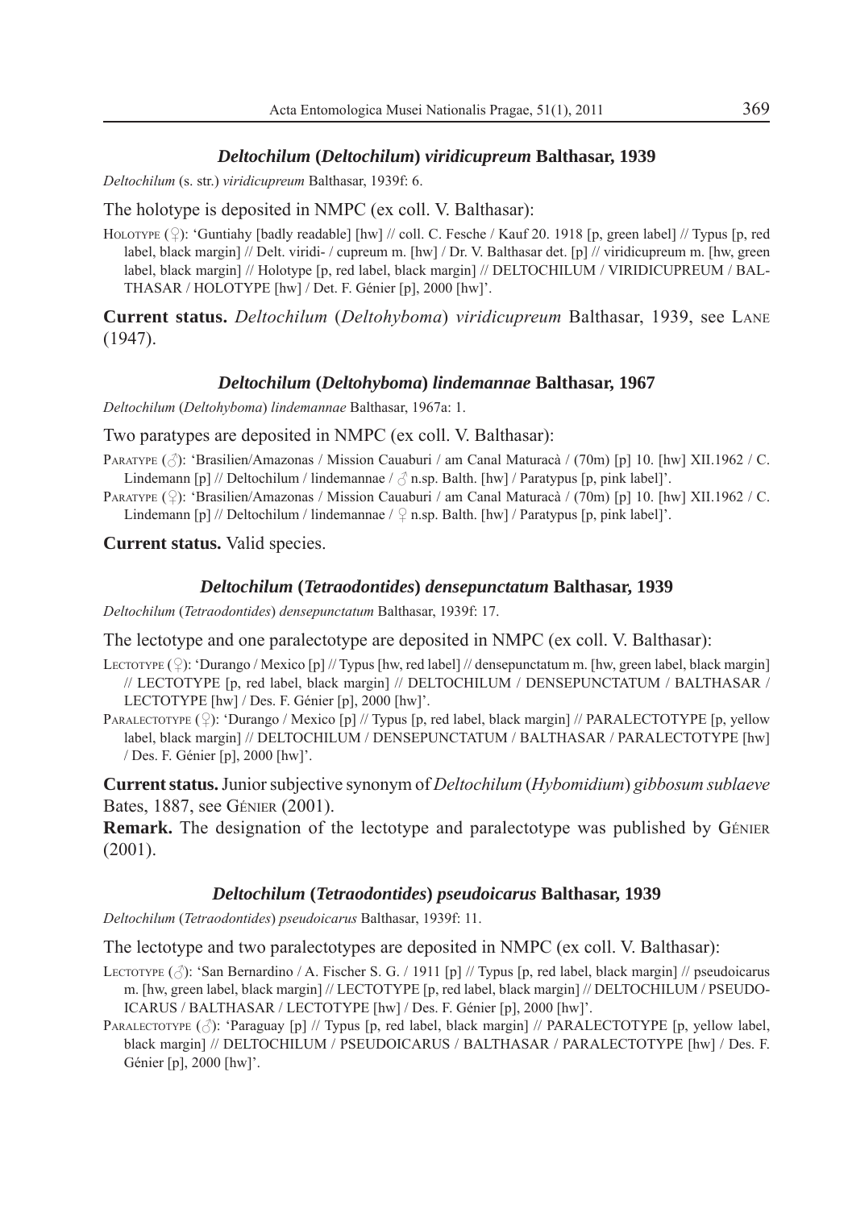### *Deltochilum* (*Deltochilum*) *viridicupreum* Balthasar, 1939

*Deltochilum* (s. str.) *viridicupreum* Balthasar, 1939f: 6.

The holotype is deposited in NMPC (ex coll. V. Balthasar):

Holotype (♀): 'Guntiahy [badly readable] [hw] // coll. C. Fesche / Kauf 20. 1918 [p, green label] // Typus [p, red label, black margin] // Delt. viridi- / cupreum m. [hw] / Dr. V. Balthasar det. [p] // viridicupreum m. [hw, green label, black margin] // Holotype [p, red label, black margin] // DELTOCHILUM / VIRIDICUPREUM / BALTHASAR / HOLOTYPE [hw] / Det. F. Génier [p], 2000 [hw]'.

**Current status.** *Deltochilum* (*Deltohyboma*) *viridicupreum* Balthasar, 1939, see Lane (1947).

### *Deltochilum* (*Deltohyboma*) *lindemannae* Balthasar, 1967

*Deltochilum* (*Deltohyboma*) *lindemannae* Balthasar, 1967a: 1.

Two paratypes are deposited in NMPC (ex coll. V. Balthasar):

Paratype (♂): 'Brasilien/Amazonas / Mission Cauaburi / am Canal Maturacà / (70m) [p] 10. [hw] XII.1962 / C. Lindemann [p] // Deltochilum / lindemannae / ♂ n.sp. Balth. [hw] / Paratypus [p, pink label]'.

Paratype (♀): 'Brasilien/Amazonas / Mission Cauaburi / am Canal Maturacà / (70m) [p] 10. [hw] XII.1962 / C. Lindemann [p] // Deltochilum / lindemannae / ♀ n.sp. Balth. [hw] / Paratypus [p, pink label]'.

**Current status.** Valid species.

### *Deltochilum* (*Tetraodontides*) *densepunctatum* Balthasar, 1939

*Deltochilum* (*Tetraodontides*) *densepunctatum* Balthasar, 1939f: 17.

The lectotype and one paralectotype are deposited in NMPC (ex coll. V. Balthasar):

Lectotype (♀): 'Durango / Mexico [p] // Typus [hw, red label] // densepunctatum m. [hw, green label, black margin] // LECTOTYPE [p, red label, black margin] // DELTOCHILUM / DENSEPUNCTATUM / BALTHASAR / LECTOTYPE [hw] / Des. F. Génier [p], 2000 [hw]'.

Paralectotype (♀): 'Durango / Mexico [p] // Typus [p, red label, black margin] // PARALECTOTYPE [p, yellow label, black margin] // DELTOCHILUM / DENSEPUNCTATUM / BALTHASAR / PARALECTOTYPE [hw] / Des. F. Génier [p], 2000 [hw]'.

**Current status.** Junior subjective synonym of *Deltochilum* (*Hybomidium*) *gibbosum sublaeve* Bates, 1887, see Génier (2001).

**Remark.** The designation of the lectotype and paralectotype was published by Génier (2001).

### *Deltochilum* (*Tetraodontides*) *pseudoicarus* Balthasar, 1939

*Deltochilum* (*Tetraodontides*) *pseudoicarus* Balthasar, 1939f: 11.

The lectotype and two paralectotypes are deposited in NMPC (ex coll. V. Balthasar):

Lectotype (♂): 'San Bernardino / A. Fischer S. G. / 1911 [p] // Typus [p, red label, black margin] // pseudoicarus m. [hw, green label, black margin] // LECTOTYPE [p, red label, black margin] // DELTOCHILUM / PSEUDOICARUS / BALTHASAR / LECTOTYPE [hw] / Des. F. Génier [p], 2000 [hw]'.

Paralectotype (♂): 'Paraguay [p] // Typus [p, red label, black margin] // PARALECTOTYPE [p, yellow label, black margin] // DELTOCHILUM / PSEUDOICARUS / BALTHASAR / PARALECTOTYPE [hw] / Des. F. Génier [p], 2000 [hw]'.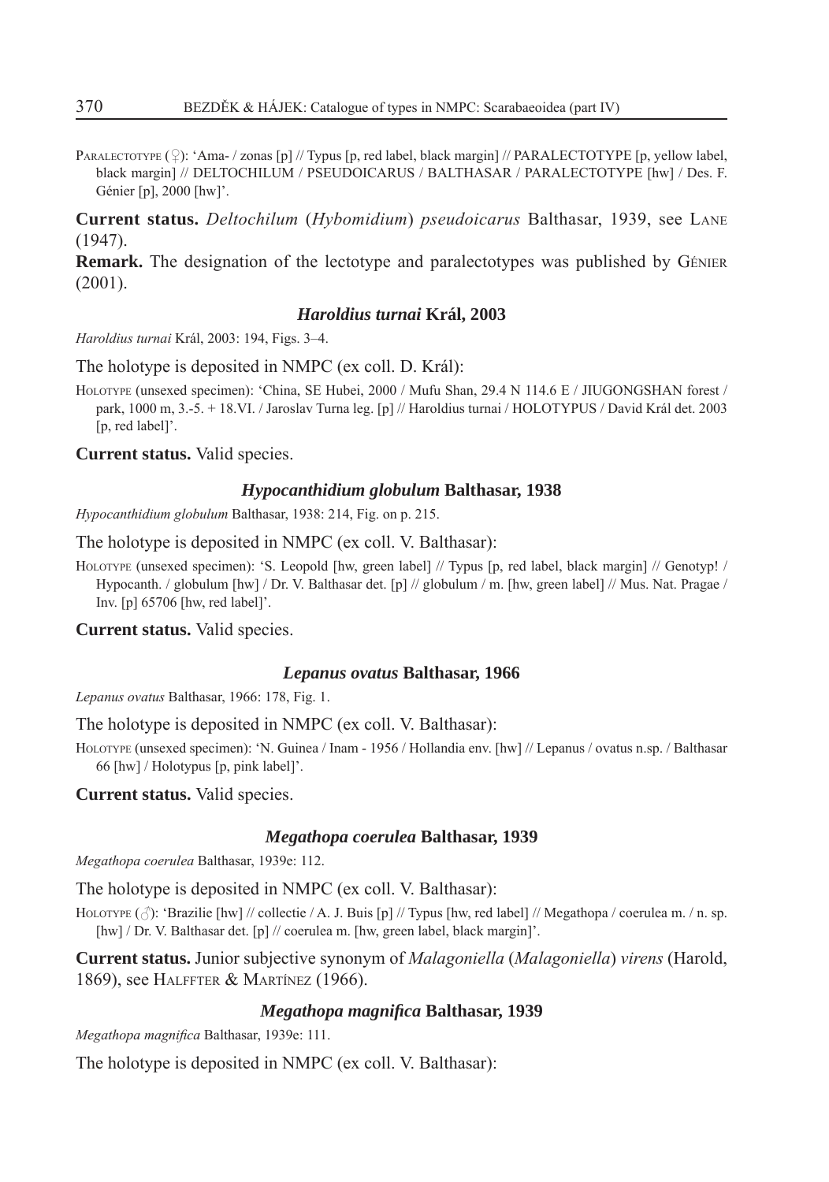Paralectotype (♀): 'Ama- / zonas [p] // Typus [p, red label, black margin] // PARALECTOTYPE [p, yellow label, black margin] // DELTOCHILUM / PSEUDOICARUS / BALTHASAR / PARALECTOTYPE [hw] / Des. F. Génier [p], 2000 [hw]'.

**Current status.** *Deltochilum* (*Hybomidium*) *pseudoicarus* Balthasar, 1939, see Lane (1947).

**Remark.** The designation of the lectotype and paralectotypes was published by Génier (2001).

### *Haroldius turnai* Král, 2003

*Haroldius turnai* Král, 2003: 194, Figs. 3–4.

The holotype is deposited in NMPC (ex coll. D. Král):

Holotype (unsexed specimen): 'China, SE Hubei, 2000 / Mufu Shan, 29.4 N 114.6 E / JIUGONGSHAN forest / park, 1000 m, 3.-5. + 18.VI. / Jaroslav Turna leg. [p] // Haroldius turnai / HOLOTYPUS / David Král det. 2003 [p, red label]'.

**Current status.** Valid species.

### *Hypocanthidium globulum* Balthasar, 1938

*Hypocanthidium globulum* Balthasar, 1938: 214, Fig. on p. 215.

The holotype is deposited in NMPC (ex coll. V. Balthasar):

Holotype (unsexed specimen): 'S. Leopold [hw, green label] // Typus [p, red label, black margin] // Genotyp! / Hypocanth. / globulum [hw] / Dr. V. Balthasar det. [p] // globulum / m. [hw, green label] // Mus. Nat. Pragae / Inv. [p] 65706 [hw, red label]'.

**Current status.** Valid species.

### *Lepanus ovatus* Balthasar, 1966

*Lepanus ovatus* Balthasar, 1966: 178, Fig. 1.

The holotype is deposited in NMPC (ex coll. V. Balthasar):

Holotype (unsexed specimen): 'N. Guinea / Inam - 1956 / Hollandia env. [hw] // Lepanus / ovatus n.sp. / Balthasar 66 [hw] / Holotypus [p, pink label]'.

**Current status.** Valid species.

### *Megathopa coerulea* Balthasar, 1939

*Megathopa coerulea* Balthasar, 1939e: 112.

The holotype is deposited in NMPC (ex coll. V. Balthasar):

Holotype (♂): 'Brazilie [hw] // collectie / A. J. Buis [p] // Typus [hw, red label] // Megathopa / coerulea m. / n. sp. [hw] / Dr. V. Balthasar det. [p] // coerulea m. [hw, green label, black margin]'.

**Current status.** Junior subjective synonym of *Malagoniella* (*Malagoniella*) *virens* (Harold, 1869), see Halffter & Martínez (1966).

### *Megathopa magnifica* Balthasar, 1939

*Megathopa magnifica* Balthasar, 1939e: 111.

The holotype is deposited in NMPC (ex coll. V. Balthasar):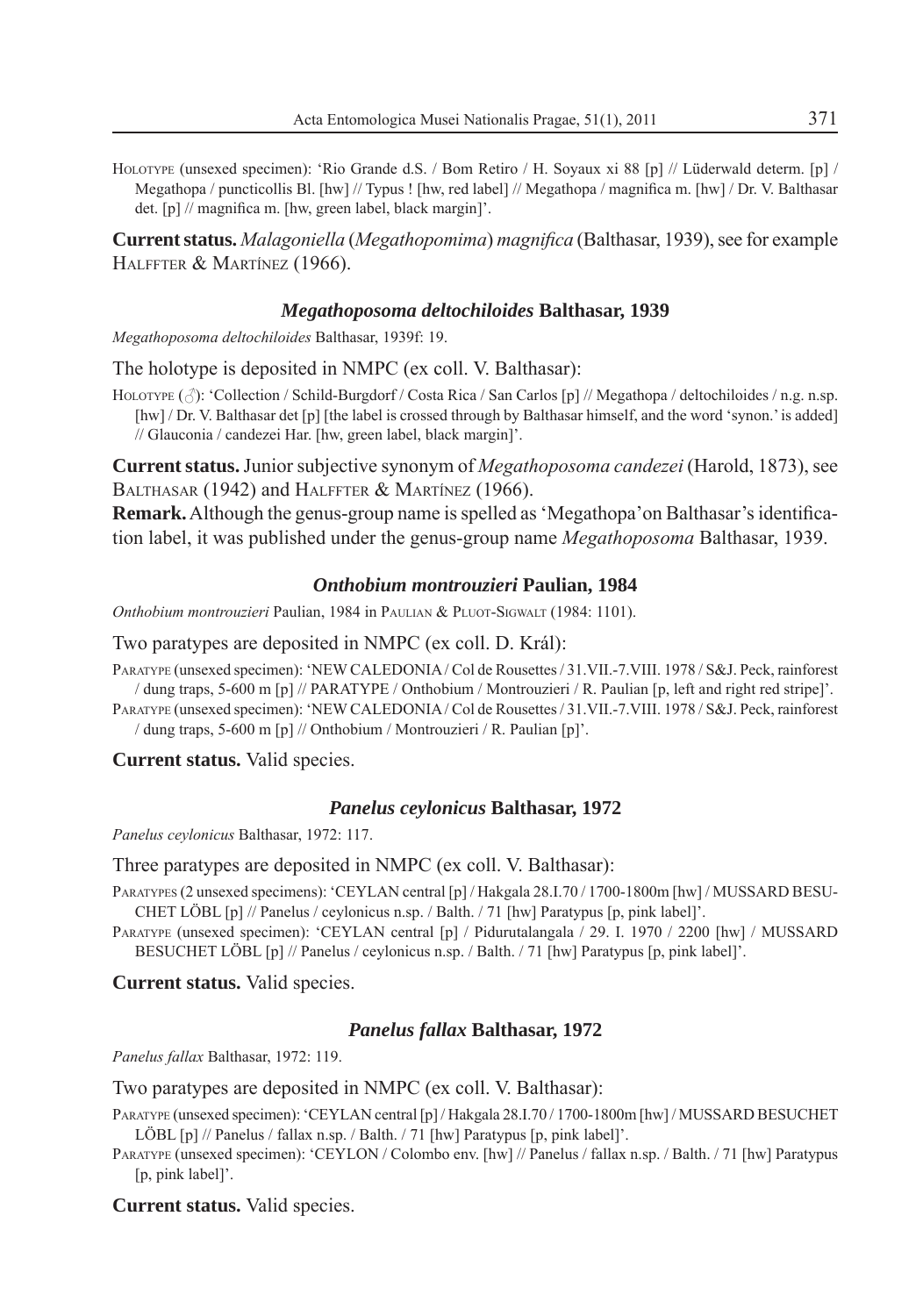HOLOTYPE (unsexed specimen): 'Rio Grande d.S. / Bom Retiro / H. Soyaux xi 88 [p] // Lüderwald determ. [p] / Megathopa / puncticollis Bl. [hw] // Typus ! [hw, red label] // Megathopa / magnifica m. [hw] / Dr. V. Balthasar det. [p] // magnifica m. [hw, green label, black margin]'.

**Current status.** *Malagoniella* (*Megathopomima*) *magnifica* (Balthasar, 1939), see for example HALFFTER & MARTÍNEZ (1966).

### *Megathoposoma deltochiloides* Balthasar, 1939

*Megathoposoma deltochiloides* Balthasar, 1939f: 19.

The holotype is deposited in NMPC (ex coll. V. Balthasar):

HOLOTYPE (♂): 'Collection / Schild-Burgdorf / Costa Rica / San Carlos [p] // Megathopa / deltochiloides / n.g. n.sp. [hw] / Dr. V. Balthasar det [p] [the label is crossed through by Balthasar himself, and the word 'synon.' is added] // Glauconia / candezei Har. [hw, green label, black margin]'.

**Current status.** Junior subjective synonym of *Megathoposoma candezei* (Harold, 1873), see BALTHASAR (1942) and HALFFTER & MARTÍNEZ (1966).

**Remark.** Although the genus-group name is spelled as 'Megathopa' on Balthasar's identification label, it was published under the genus-group name *Megathoposoma* Balthasar, 1939.

### *Onthobium montrouzieri* Paulian, 1984

*Onthobium montrouzieri* Paulian, 1984 in PAULIAN & PLUOT-SIGWALT (1984: 1101).

Two paratypes are deposited in NMPC (ex coll. D. Král):

PARATYPE (unsexed specimen): 'NEW CALEDONIA / Col de Rousettes / 31.VII.-7.VIII. 1978 / S&J. Peck, rainforest / dung traps, 5-600 m [p] // PARATYPE / Onthobium / Montrouzieri / R. Paulian [p, left and right red stripe]'.

PARATYPE (unsexed specimen): 'NEW CALEDONIA / Col de Rousettes / 31.VII.-7.VIII. 1978 / S&J. Peck, rainforest / dung traps, 5-600 m [p] // Onthobium / Montrouzieri / R. Paulian [p]'.

**Current status.** Valid species.

### *Panelus ceylonicus* Balthasar, 1972

*Panelus ceylonicus* Balthasar, 1972: 117.

Three paratypes are deposited in NMPC (ex coll. V. Balthasar):

PARATYPES (2 unsexed specimens): 'CEYLAN central [p] / Hakgala 28.I.70 / 1700-1800m [hw] / MUSSARD BESUCHET LÖBL [p] // Panelus / ceylonicus n.sp. / Balth. / 71 [hw] Paratypus [p, pink label]'.

PARATYPE (unsexed specimen): 'CEYLAN central [p] / Pidurutalangala / 29. I. 1970 / 2200 [hw] / MUSSARD BESUCHET LÖBL [p] // Panelus / ceylonicus n.sp. / Balth. / 71 [hw] Paratypus [p, pink label]'.

**Current status.** Valid species.

### *Panelus fallax* Balthasar, 1972

*Panelus fallax* Balthasar, 1972: 119.

Two paratypes are deposited in NMPC (ex coll. V. Balthasar):

PARATYPE (unsexed specimen): 'CEYLAN central [p] / Hakgala 28.I.70 / 1700-1800m [hw] / MUSSARD BESUCHET LÖBL [p] // Panelus / fallax n.sp. / Balth. / 71 [hw] Paratypus [p, pink label]'.

PARATYPE (unsexed specimen): 'CEYLON / Colombo env. [hw] // Panelus / fallax n.sp. / Balth. / 71 [hw] Paratypus [p, pink label]'.

**Current status.** Valid species.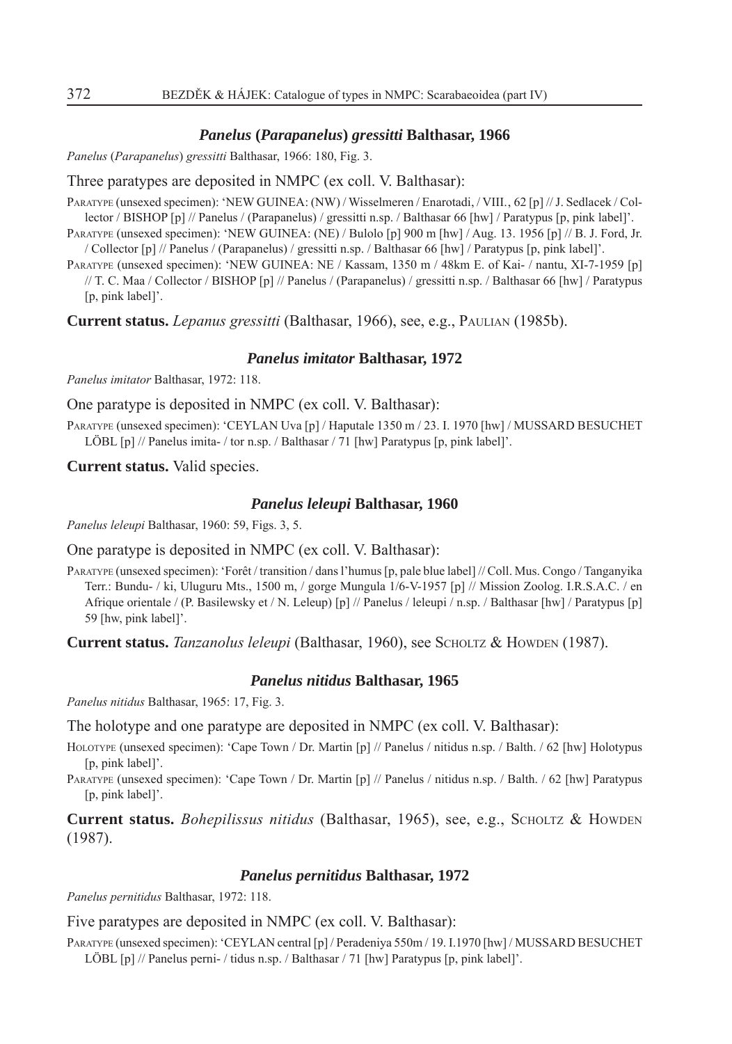### *Panelus* (*Parapanelus*) *gressitti* Balthasar, 1966

*Panelus* (*Parapanelus*) *gressitti* Balthasar, 1966: 180, Fig. 3.

Three paratypes are deposited in NMPC (ex coll. V. Balthasar):

Paratype (unsexed specimen): 'NEW GUINEA: (NW) / Wisselmeren / Enarotadi, / VIII., 62 [p] // J. Sedlacek / Collector / BISHOP [p] // Panelus / (Parapanelus) / gressitti n.sp. / Balthasar 66 [hw] / Paratypus [p, pink label]'.

Paratype (unsexed specimen): 'NEW GUINEA: (NE) / Bulolo [p] 900 m [hw] / Aug. 13. 1956 [p] // B. J. Ford, Jr. / Collector [p] // Panelus / (Parapanelus) / gressitti n.sp. / Balthasar 66 [hw] / Paratypus [p, pink label]'.

Paratype (unsexed specimen): 'NEW GUINEA: NE / Kassam, 1350 m / 48km E. of Kai- / nantu, XI-7-1959 [p] // T. C. Maa / Collector / BISHOP [p] // Panelus / (Parapanelus) / gressitti n.sp. / Balthasar 66 [hw] / Paratypus [p, pink label]'.

**Current status.** *Lepanus gressitti* (Balthasar, 1966), see, e.g., Paulian (1985b).

### *Panelus imitator* Balthasar, 1972

*Panelus imitator* Balthasar, 1972: 118.

One paratype is deposited in NMPC (ex coll. V. Balthasar):

Paratype (unsexed specimen): 'CEYLAN Uva [p] / Haputale 1350 m / 23. I. 1970 [hw] / MUSSARD BESUCHET LÖBL [p] // Panelus imita- / tor n.sp. / Balthasar / 71 [hw] Paratypus [p, pink label]'.

**Current status.** Valid species.

### *Panelus leleupi* Balthasar, 1960

*Panelus leleupi* Balthasar, 1960: 59, Figs. 3, 5.

One paratype is deposited in NMPC (ex coll. V. Balthasar):

Paratype (unsexed specimen): 'Forêt / transition / dans l'humus [p, pale blue label] // Coll. Mus. Congo / Tanganyika Terr.: Bundu- / ki, Uluguru Mts., 1500 m, / gorge Mungula 1/6-V-1957 [p] // Mission Zoolog. I.R.S.A.C. / en Afrique orientale / (P. Basilewsky et / N. Leleup) [p] // Panelus / leleupi / n.sp. / Balthasar [hw] / Paratypus [p] 59 [hw, pink label]'.

**Current status.** *Tanzanolus leleupi* (Balthasar, 1960), see Scholtz & Howden (1987).

### *Panelus nitidus* Balthasar, 1965

*Panelus nitidus* Balthasar, 1965: 17, Fig. 3.

The holotype and one paratype are deposited in NMPC (ex coll. V. Balthasar):

Holotype (unsexed specimen): 'Cape Town / Dr. Martin [p] // Panelus / nitidus n.sp. / Balth. / 62 [hw] Holotypus [p, pink label]'.

Paratype (unsexed specimen): 'Cape Town / Dr. Martin [p] // Panelus / nitidus n.sp. / Balth. / 62 [hw] Paratypus [p, pink label]'.

**Current status.** *Bohepilissus nitidus* (Balthasar, 1965), see, e.g., Scholtz & Howden (1987).

### *Panelus pernitidus* Balthasar, 1972

*Panelus pernitidus* Balthasar, 1972: 118.

Five paratypes are deposited in NMPC (ex coll. V. Balthasar):

Paratype (unsexed specimen): 'CEYLAN central [p] / Peradeniya 550m / 19. I.1970 [hw] / MUSSARD BESUCHET LÖBL [p] // Panelus perni- / tidus n.sp. / Balthasar / 71 [hw] Paratypus [p, pink label]'.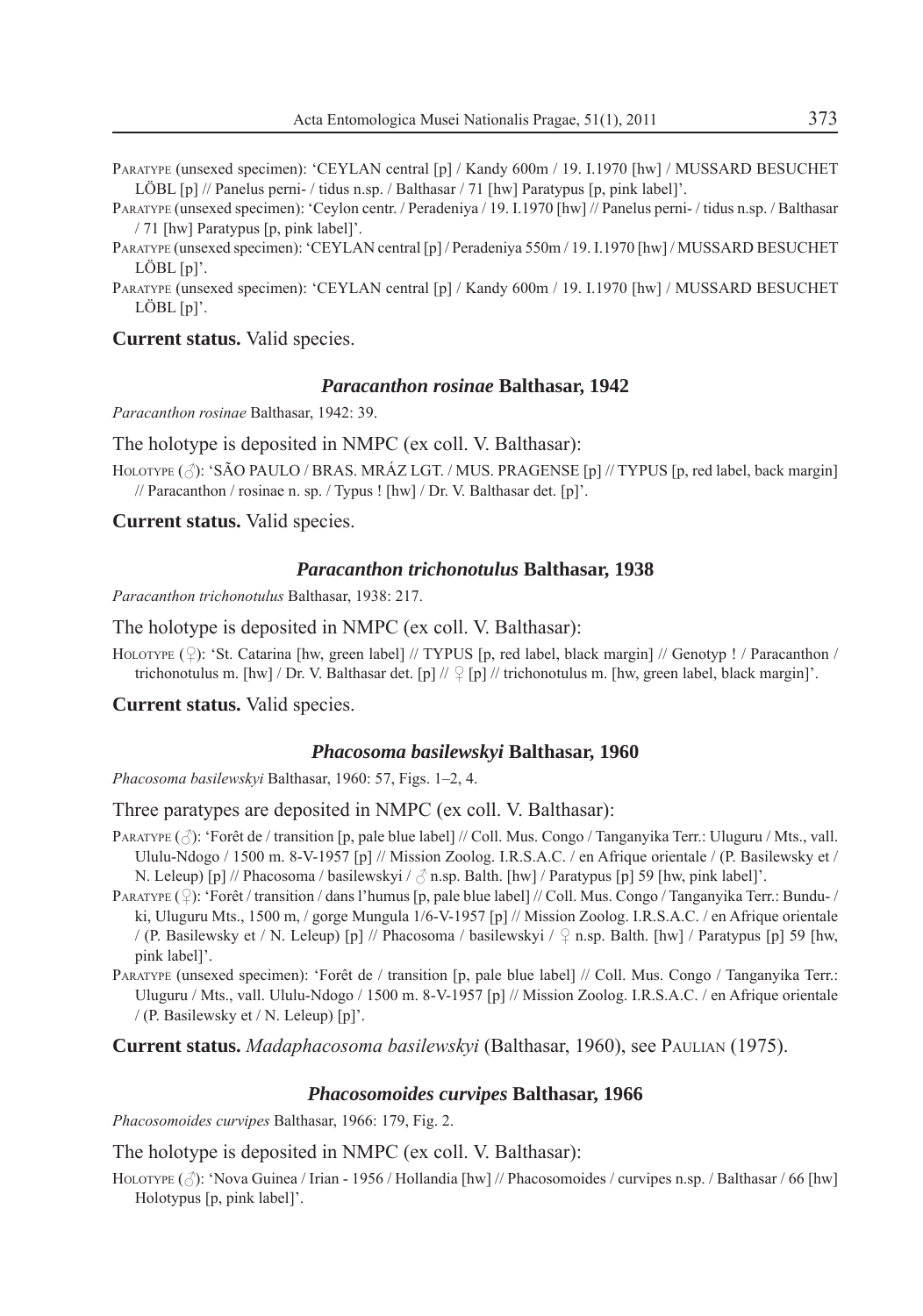PARATYPE (unsexed specimen): 'CEYLAN central [p] / Kandy 600m / 19. I.1970 [hw] / MUSSARD BESUCHET LÖBL [p] // Panelus perni- / tidus n.sp. / Balthasar / 71 [hw] Paratypus [p, pink label]'.

PARATYPE (unsexed specimen): 'Ceylon centr. / Peradeniya / 19. I.1970 [hw] // Panelus perni- / tidus n.sp. / Balthasar / 71 [hw] Paratypus [p, pink label]'.

PARATYPE (unsexed specimen): 'CEYLAN central [p] / Peradeniya 550m / 19. I.1970 [hw] / MUSSARD BESUCHET LÖBL [p]'.

PARATYPE (unsexed specimen): 'CEYLAN central [p] / Kandy 600m / 19. I.1970 [hw] / MUSSARD BESUCHET LÖBL [p]'.

**Current status.** Valid species.

### *Paracanthon rosinae* Balthasar, 1942

*Paracanthon rosinae* Balthasar, 1942: 39.

The holotype is deposited in NMPC (ex coll. V. Balthasar):

HOLOTYPE (♂): 'SÃO PAULO / BRAS. MRÁZ LGT. / MUS. PRAGENSE [p] // TYPUS [p, red label, back margin] // Paracanthon / rosinae n. sp. / Typus ! [hw] / Dr. V. Balthasar det. [p]'.

**Current status.** Valid species.

### *Paracanthon trichonotulus* Balthasar, 1938

*Paracanthon trichonotulus* Balthasar, 1938: 217.

The holotype is deposited in NMPC (ex coll. V. Balthasar):

HOLOTYPE (♀): 'St. Catarina [hw, green label] // TYPUS [p, red label, black margin] // Genotyp ! / Paracanthon / trichonotulus m. [hw] / Dr. V. Balthasar det. [p] // ♀ [p] // trichonotulus m. [hw, green label, black margin]'.

**Current status.** Valid species.

### *Phacosoma basilewskyi* Balthasar, 1960

*Phacosoma basilewskyi* Balthasar, 1960: 57, Figs. 1–2, 4.

Three paratypes are deposited in NMPC (ex coll. V. Balthasar):

PARATYPE (♂): 'Forêt de / transition [p, pale blue label] // Coll. Mus. Congo / Tanganyika Terr.: Uluguru / Mts., vall. Ululu-Ndogo / 1500 m. 8-V-1957 [p] // Mission Zoolog. I.R.S.A.C. / en Afrique orientale / (P. Basilewsky et / N. Leleup) [p] // Phacosoma / basilewskyi / ♂ n.sp. Balth. [hw] / Paratypus [p] 59 [hw, pink label]'.

PARATYPE (♀): 'Forêt / transition / dans l'humus [p, pale blue label] // Coll. Mus. Congo / Tanganyika Terr.: Bundu- / ki, Uluguru Mts., 1500 m, / gorge Mungula 1/6-V-1957 [p] // Mission Zoolog. I.R.S.A.C. / en Afrique orientale / (P. Basilewsky et / N. Leleup) [p] // Phacosoma / basilewskyi / ♀ n.sp. Balth. [hw] / Paratypus [p] 59 [hw, pink label]'.

PARATYPE (unsexed specimen): 'Forêt de / transition [p, pale blue label] // Coll. Mus. Congo / Tanganyika Terr.: Uluguru / Mts., vall. Ululu-Ndogo / 1500 m. 8-V-1957 [p] // Mission Zoolog. I.R.S.A.C. / en Afrique orientale / (P. Basilewsky et / N. Leleup) [p]'.

**Current status.** *Madaphacosoma basilewskyi* (Balthasar, 1960), see PAULIAN (1975).

### *Phacosomoides curvipes* Balthasar, 1966

*Phacosomoides curvipes* Balthasar, 1966: 179, Fig. 2.

The holotype is deposited in NMPC (ex coll. V. Balthasar):

HOLOTYPE (♂): 'Nova Guinea / Irian - 1956 / Hollandia [hw] // Phacosomoides / curvipes n.sp. / Balthasar / 66 [hw] Holotypus [p, pink label]'.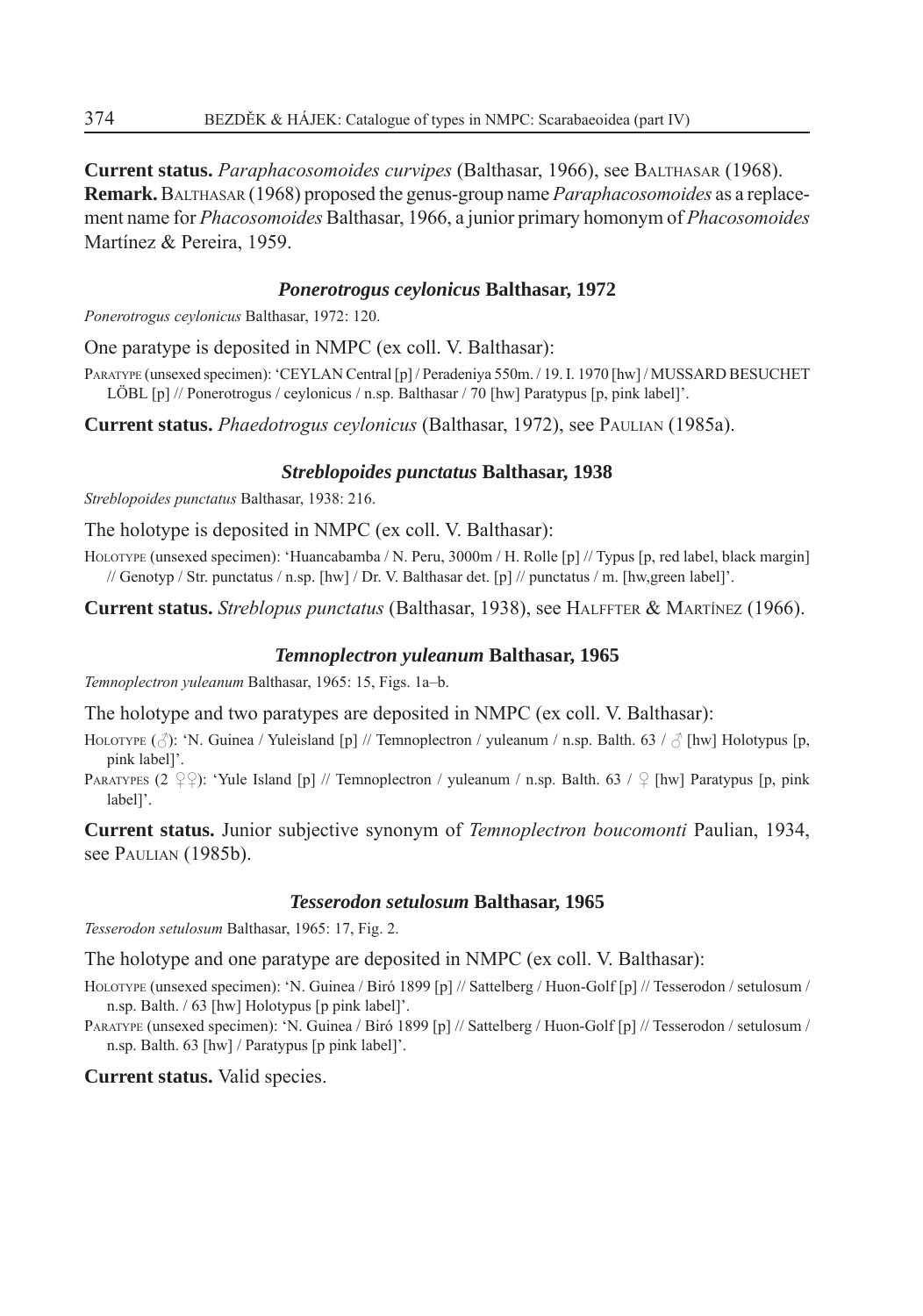**Current status.** *Paraphacosomoides curvipes* (Balthasar, 1966), see Balthasar (1968).
**Remark.** Balthasar (1968) proposed the genus-group name *Paraphacosomoides* as a replacement name for *Phacosomoides* Balthasar, 1966, a junior primary homonym of *Phacosomoides* Martínez & Pereira, 1959.

### *Ponerotrogus ceylonicus* Balthasar, 1972

*Ponerotrogus ceylonicus* Balthasar, 1972: 120.

One paratype is deposited in NMPC (ex coll. V. Balthasar):

Paratype (unsexed specimen): 'CEYLAN Central [p] / Peradeniya 550m. / 19. I. 1970 [hw] / MUSSARD BESUCHET LÖBL [p] // Ponerotrogus / ceylonicus / n.sp. Balthasar / 70 [hw] Paratypus [p, pink label]'.

**Current status.** *Phaedotrogus ceylonicus* (Balthasar, 1972), see Paulian (1985a).

### *Streblopoides punctatus* Balthasar, 1938

*Streblopoides punctatus* Balthasar, 1938: 216.

The holotype is deposited in NMPC (ex coll. V. Balthasar):

Holotype (unsexed specimen): 'Huancabamba / N. Peru, 3000m / H. Rolle [p] // Typus [p, red label, black margin] // Genotyp / Str. punctatus / n.sp. [hw] / Dr. V. Balthasar det. [p] // punctatus / m. [hw,green label]'.

**Current status.** *Streblopus punctatus* (Balthasar, 1938), see Halffter & Martínez (1966).

### *Temnoplectron yuleanum* Balthasar, 1965

*Temnoplectron yuleanum* Balthasar, 1965: 15, Figs. 1a–b.

The holotype and two paratypes are deposited in NMPC (ex coll. V. Balthasar):

Holotype (♂): 'N. Guinea / Yuleisland [p] // Temnoplectron / yuleanum / n.sp. Balth. 63 / ♂ [hw] Holotypus [p, pink label]'.
Paratypes (2 ♀♀): 'Yule Island [p] // Temnoplectron / yuleanum / n.sp. Balth. 63 / ♀ [hw] Paratypus [p, pink label]'.

**Current status.** Junior subjective synonym of *Temnoplectron boucomonti* Paulian, 1934, see Paulian (1985b).

### *Tesserodon setulosum* Balthasar, 1965

*Tesserodon setulosum* Balthasar, 1965: 17, Fig. 2.

The holotype and one paratype are deposited in NMPC (ex coll. V. Balthasar):

Holotype (unsexed specimen): 'N. Guinea / Biró 1899 [p] // Sattelberg / Huon-Golf [p] // Tesserodon / setulosum / n.sp. Balth. / 63 [hw] Holotypus [p pink label]'.
Paratype (unsexed specimen): 'N. Guinea / Biró 1899 [p] // Sattelberg / Huon-Golf [p] // Tesserodon / setulosum / n.sp. Balth. 63 [hw] / Paratypus [p pink label]'.

**Current status.** Valid species.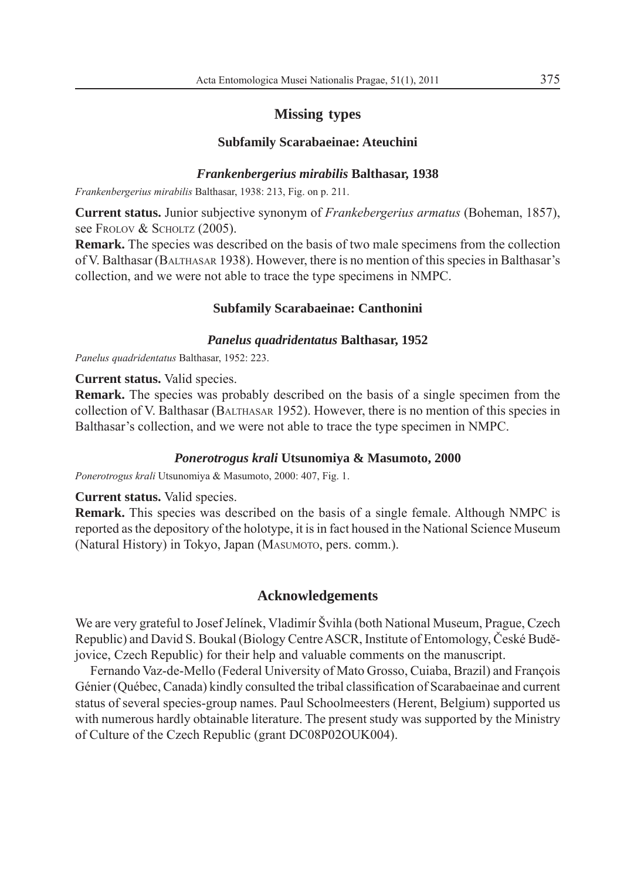## Missing types

### Subfamily Scarabaeinae: Ateuchini

#### *Frankenbergerius mirabilis* Balthasar, 1938

*Frankenbergerius mirabilis* Balthasar, 1938: 213, Fig. on p. 211.

**Current status.** Junior subjective synonym of *Frankebergerius armatus* (Boheman, 1857), see Frolov & Scholtz (2005).

**Remark.** The species was described on the basis of two male specimens from the collection of V. Balthasar (Balthasar 1938). However, there is no mention of this species in Balthasar's collection, and we were not able to trace the type specimens in NMPC.

### Subfamily Scarabaeinae: Canthonini

#### *Panelus quadridentatus* Balthasar, 1952

*Panelus quadridentatus* Balthasar, 1952: 223.

**Current status.** Valid species.

**Remark.** The species was probably described on the basis of a single specimen from the collection of V. Balthasar (Balthasar 1952). However, there is no mention of this species in Balthasar's collection, and we were not able to trace the type specimen in NMPC.

#### *Ponerotrogus krali* Utsunomiya & Masumoto, 2000

*Ponerotrogus krali* Utsunomiya & Masumoto, 2000: 407, Fig. 1.

**Current status.** Valid species.

**Remark.** This species was described on the basis of a single female. Although NMPC is reported as the depository of the holotype, it is in fact housed in the National Science Museum (Natural History) in Tokyo, Japan (Masumoto, pers. comm.).

## Acknowledgements

We are very grateful to Josef Jelínek, Vladimír Švihla (both National Museum, Prague, Czech Republic) and David S. Boukal (Biology Centre ASCR, Institute of Entomology, České Budějovice, Czech Republic) for their help and valuable comments on the manuscript.

Fernando Vaz-de-Mello (Federal University of Mato Grosso, Cuiaba, Brazil) and François Génier (Québec, Canada) kindly consulted the tribal classification of Scarabaeinae and current status of several species-group names. Paul Schoolmeesters (Herent, Belgium) supported us with numerous hardly obtainable literature. The present study was supported by the Ministry of Culture of the Czech Republic (grant DC08P02OUK004).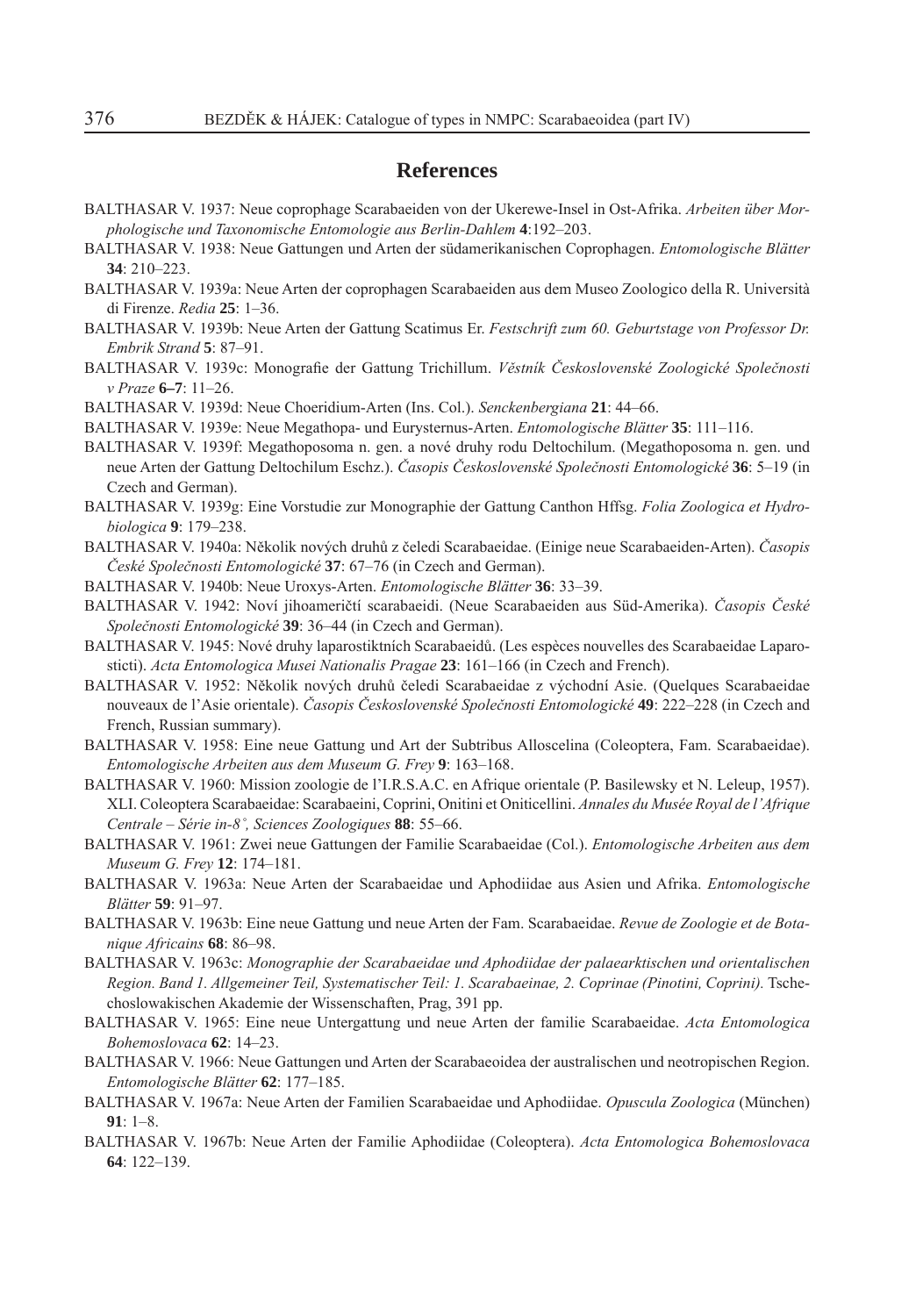## References

BALTHASAR V. 1937: Neue coprophage Scarabaeiden von der Ukerewe-Insel in Ost-Afrika. *Arbeiten über Morphologische und Taxonomische Entomologie aus Berlin-Dahlem* **4**:192–203.

BALTHASAR V. 1938: Neue Gattungen und Arten der südamerikanischen Coprophagen. *Entomologische Blätter* **34**: 210–223.

BALTHASAR V. 1939a: Neue Arten der coprophagen Scarabaeiden aus dem Museo Zoologico della R. Università di Firenze. *Redia* **25**: 1–36.

BALTHASAR V. 1939b: Neue Arten der Gattung Scatimus Er. *Festschrift zum 60. Geburtstage von Professor Dr. Embrik Strand* **5**: 87–91.

BALTHASAR V. 1939c: Monografie der Gattung Trichillum. *Věstník Československé Zoologické Společnosti v Praze* **6–7**: 11–26.

BALTHASAR V. 1939d: Neue Choeridium-Arten (Ins. Col.). *Senckenbergiana* **21**: 44–66.

BALTHASAR V. 1939e: Neue Megathopa- und Eurysternus-Arten. *Entomologische Blätter* **35**: 111–116.

BALTHASAR V. 1939f: Megathoposoma n. gen. a nové druhy rodu Deltochilum. (Megathoposoma n. gen. und neue Arten der Gattung Deltochilum Eschz.). *Časopis Československé Společnosti Entomologické* **36**: 5–19 (in Czech and German).

BALTHASAR V. 1939g: Eine Vorstudie zur Monographie der Gattung Canthon Hffsg. *Folia Zoologica et Hydrobiologica* **9**: 179–238.

BALTHASAR V. 1940a: Několik nových druhů z čeledi Scarabaeidae. (Einige neue Scarabaeiden-Arten). *Časopis České Společnosti Entomologické* **37**: 67–76 (in Czech and German).

BALTHASAR V. 1940b: Neue Uroxys-Arten. *Entomologische Blätter* **36**: 33–39.

BALTHASAR V. 1942: Noví jihoameričtí scarabaeidi. (Neue Scarabaeiden aus Süd-Amerika). *Časopis České Společnosti Entomologické* **39**: 36–44 (in Czech and German).

BALTHASAR V. 1945: Nové druhy laparostiktních Scarabaeidů. (Les espèces nouvelles des Scarabaeidae Laparosticti). *Acta Entomologica Musei Nationalis Pragae* **23**: 161–166 (in Czech and French).

BALTHASAR V. 1952: Několik nových druhů čeledi Scarabaeidae z východní Asie. (Quelques Scarabaeidae nouveaux de l'Asie orientale). *Časopis Československé Společnosti Entomologické* **49**: 222–228 (in Czech and French, Russian summary).

BALTHASAR V. 1958: Eine neue Gattung und Art der Subtribus Alloscelina (Coleoptera, Fam. Scarabaeidae). *Entomologische Arbeiten aus dem Museum G. Frey* **9**: 163–168.

BALTHASAR V. 1960: Mission zoologie de l'I.R.S.A.C. en Afrique orientale (P. Basilewsky et N. Leleup, 1957). XLI. Coleoptera Scarabaeidae: Scarabaeini, Coprini, Onitini et Oniticellini. *Annales du Musée Royal de l'Afrique Centrale – Série in-8˚, Sciences Zoologiques* **88**: 55–66.

BALTHASAR V. 1961: Zwei neue Gattungen der Familie Scarabaeidae (Col.). *Entomologische Arbeiten aus dem Museum G. Frey* **12**: 174–181.

BALTHASAR V. 1963a: Neue Arten der Scarabaeidae und Aphodiidae aus Asien und Afrika. *Entomologische Blätter* **59**: 91–97.

BALTHASAR V. 1963b: Eine neue Gattung und neue Arten der Fam. Scarabaeidae. *Revue de Zoologie et de Botanique Africains* **68**: 86–98.

BALTHASAR V. 1963c: *Monographie der Scarabaeidae und Aphodiidae der palaearktischen und orientalischen Region. Band 1. Allgemeiner Teil, Systematischer Teil: 1. Scarabaeinae, 2. Coprinae (Pinotini, Coprini).* Tschechoslowakischen Akademie der Wissenschaften, Prag, 391 pp.

BALTHASAR V. 1965: Eine neue Untergattung und neue Arten der familie Scarabaeidae. *Acta Entomologica Bohemoslovaca* **62**: 14–23.

BALTHASAR V. 1966: Neue Gattungen und Arten der Scarabaeoidea der australischen und neotropischen Region. *Entomologische Blätter* **62**: 177–185.

BALTHASAR V. 1967a: Neue Arten der Familien Scarabaeidae und Aphodiidae. *Opuscula Zoologica* (München) **91**: 1–8.

BALTHASAR V. 1967b: Neue Arten der Familie Aphodiidae (Coleoptera). *Acta Entomologica Bohemoslovaca* **64**: 122–139.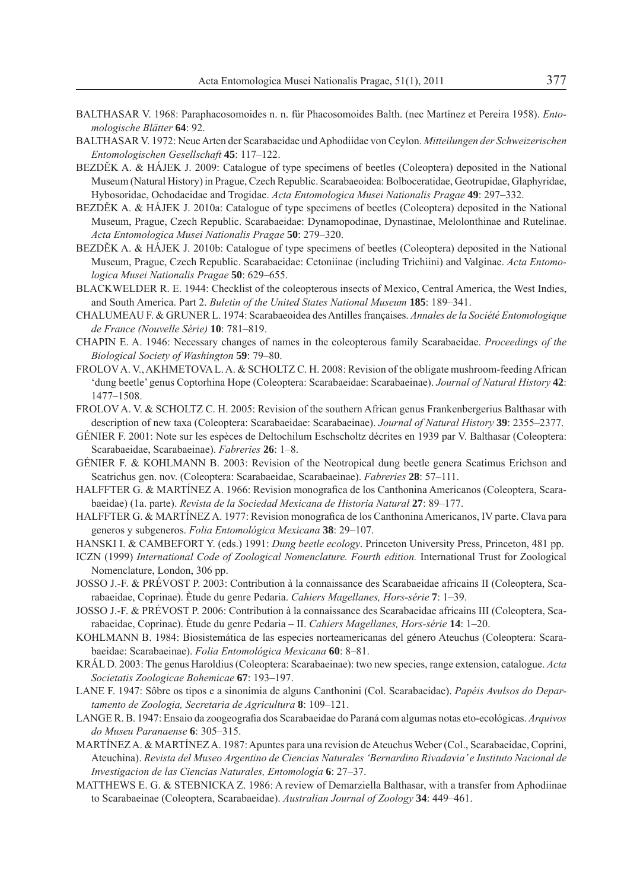BALTHASAR V. 1968: Paraphacosomoides n. n. für Phacosomoides Balth. (nec Martínez et Pereira 1958). *Entomologische Blätter* **64**: 92.

BALTHASAR V. 1972: Neue Arten der Scarabaeidae und Aphodiidae von Ceylon. *Mitteilungen der Schweizerischen Entomologischen Gesellschaft* **45**: 117–122.

BEZDĚK A. & HÁJEK J. 2009: Catalogue of type specimens of beetles (Coleoptera) deposited in the National Museum (Natural History) in Prague, Czech Republic. Scarabaeoidea: Bolboceratidae, Geotrupidae, Glaphyridae, Hybosoridae, Ochodaeidae and Trogidae. *Acta Entomologica Musei Nationalis Pragae* **49**: 297–332.

BEZDĚK A. & HÁJEK J. 2010a: Catalogue of type specimens of beetles (Coleoptera) deposited in the National Museum, Prague, Czech Republic. Scarabaeidae: Dynamopodinae, Dynastinae, Melolonthinae and Rutelinae. *Acta Entomologica Musei Nationalis Pragae* **50**: 279–320.

BEZDĚK A. & HÁJEK J. 2010b: Catalogue of type specimens of beetles (Coleoptera) deposited in the National Museum, Prague, Czech Republic. Scarabaeidae: Cetoniinae (including Trichiini) and Valginae. *Acta Entomologica Musei Nationalis Pragae* **50**: 629–655.

BLACKWELDER R. E. 1944: Checklist of the coleopterous insects of Mexico, Central America, the West Indies, and South America. Part 2. *Buletin of the United States National Museum* **185**: 189–341.

CHALUMEAU F. & GRUNER L. 1974: Scarabaeoidea des Antilles françaises. *Annales de la Société Entomologique de France (Nouvelle Série)* **10**: 781–819.

CHAPIN E. A. 1946: Necessary changes of names in the coleopterous family Scarabaeidae. *Proceedings of the Biological Society of Washington* **59**: 79–80.

FROLOV A. V., AKHMETOVA L. A. & SCHOLTZ C. H. 2008: Revision of the obligate mushroom-feeding African 'dung beetle' genus Coptorhina Hope (Coleoptera: Scarabaeidae: Scarabaeinae). *Journal of Natural History* **42**: 1477–1508.

FROLOV A. V. & SCHOLTZ C. H. 2005: Revision of the southern African genus Frankenbergerius Balthasar with description of new taxa (Coleoptera: Scarabaeidae: Scarabaeinae). *Journal of Natural History* **39**: 2355–2377.

GÉNIER F. 2001: Note sur les espèces de Deltochilum Eschscholtz décrites en 1939 par V. Balthasar (Coleoptera: Scarabaeidae, Scarabaeinae). *Fabreries* **26**: 1–8.

GÉNIER F. & KOHLMANN B. 2003: Revision of the Neotropical dung beetle genera Scatimus Erichson and Scatrichus gen. nov. (Coleoptera: Scarabaeidae, Scarabaeinae). *Fabreries* **28**: 57–111.

HALFFTER G. & MARTÍNEZ A. 1966: Revision monografica de los Canthonina Americanos (Coleoptera, Scarabaeidae) (1a. parte). *Revista de la Sociedad Mexicana de Historia Natural* **27**: 89–177.

HALFFTER G. & MARTÍNEZ A. 1977: Revision monografica de los Canthonina Americanos, IV parte. Clava para generos y subgeneros. *Folia Entomológica Mexicana* **38**: 29–107.

HANSKI I. & CAMBEFORT Y. (eds.) 1991: *Dung beetle ecology*. Princeton University Press, Princeton, 481 pp.

ICZN (1999) *International Code of Zoological Nomenclature. Fourth edition.* International Trust for Zoological Nomenclature, London, 306 pp.

JOSSO J.-F. & PRÉVOST P. 2003: Contribution à la connaissance des Scarabaeidae africains II (Coleoptera, Scarabaeidae, Coprinae). Ètude du genre Pedaria. *Cahiers Magellanes, Hors-série* **7**: 1–39.

JOSSO J.-F. & PRÉVOST P. 2006: Contribution à la connaissance des Scarabaeidae africains III (Coleoptera, Scarabaeidae, Coprinae). Ètude du genre Pedaria – II. *Cahiers Magellanes, Hors-série* **14**: 1–20.

KOHLMANN B. 1984: Biosistemática de las especies norteamericanas del género Ateuchus (Coleoptera: Scarabaeidae: Scarabaeinae). *Folia Entomológica Mexicana* **60**: 8–81.

KRÁL D. 2003: The genus Haroldius (Coleoptera: Scarabaeinae): two new species, range extension, catalogue. *Acta Societatis Zoologicae Bohemicae* **67**: 193–197.

LANE F. 1947: Sôbre os tipos e a sinonímia de alguns Canthonini (Col. Scarabaeidae). *Papéis Avulsos do Departamento de Zoologia, Secretaria de Agricultura* **8**: 109–121.

LANGE R. B. 1947: Ensaio da zoogeografia dos Scarabaeidae do Paraná com algumas notas eto-ecológicas. *Arquivos do Museu Paranaense* **6**: 305–315.

MARTÍNEZ A. & MARTÍNEZ A. 1987: Apuntes para una revision de Ateuchus Weber (Col., Scarabaeidae, Coprini, Ateuchina). *Revista del Museo Argentino de Ciencias Naturales 'Bernardino Rivadavia' e Instituto Nacional de Investigacion de las Ciencias Naturales, Entomología* **6**: 27–37.

MATTHEWS E. G. & STEBNICKA Z. 1986: A review of Demarziella Balthasar, with a transfer from Aphodiinae to Scarabaeinae (Coleoptera, Scarabaeidae). *Australian Journal of Zoology* **34**: 449–461.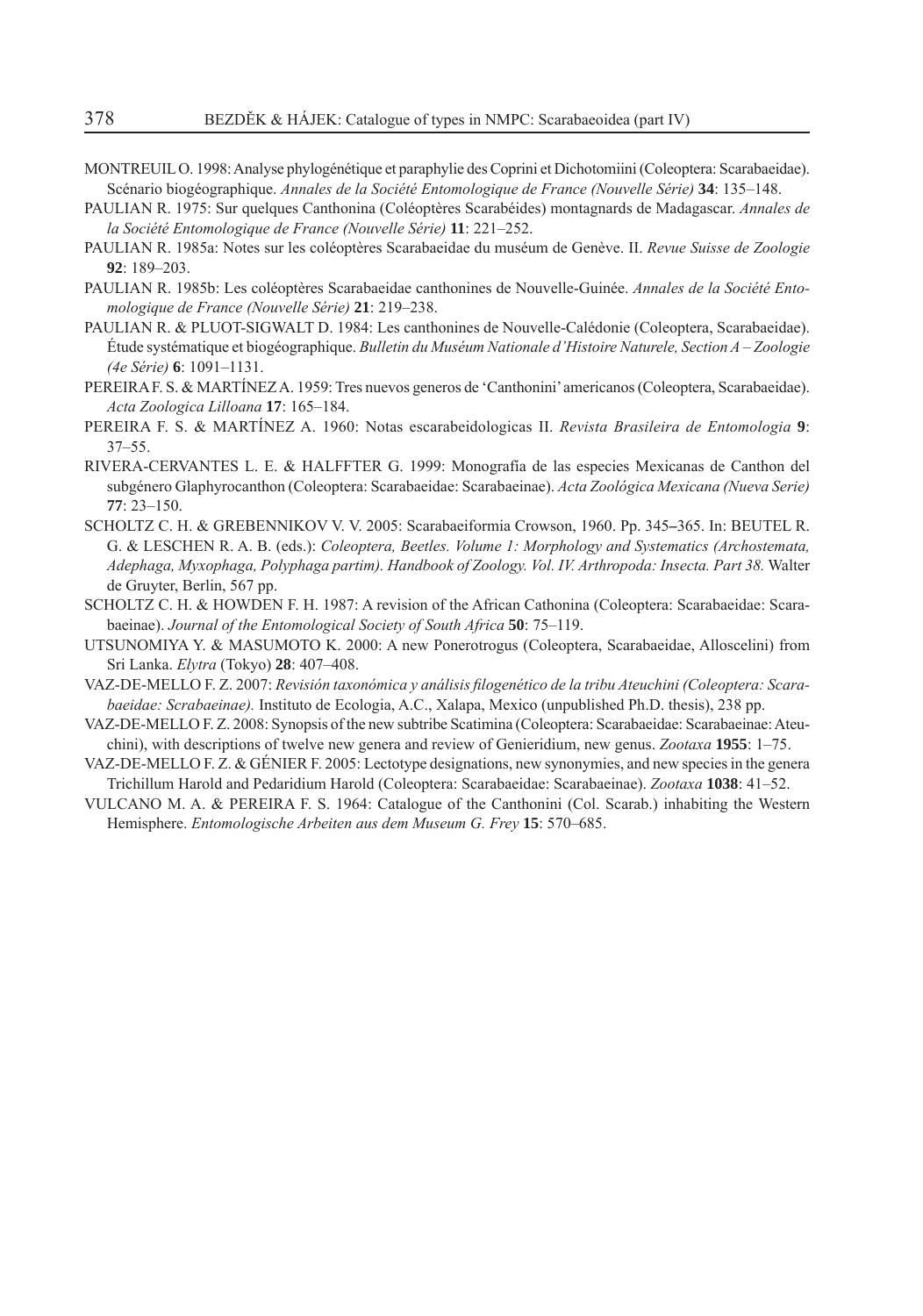MONTREUIL O. 1998: Analyse phylogénétique et paraphylie des Coprini et Dichotomiini (Coleoptera: Scarabaeidae). Scénario biogéographique. *Annales de la Société Entomologique de France (Nouvelle Série)* **34**: 135–148.

PAULIAN R. 1975: Sur quelques Canthonina (Coléoptères Scarabéides) montagnards de Madagascar. *Annales de la Société Entomologique de France (Nouvelle Série)* **11**: 221–252.

PAULIAN R. 1985a: Notes sur les coléoptères Scarabaeidae du muséum de Genève. II. *Revue Suisse de Zoologie* **92**: 189–203.

PAULIAN R. 1985b: Les coléoptères Scarabaeidae canthonines de Nouvelle-Guinée. *Annales de la Société Entomologique de France (Nouvelle Série)* **21**: 219–238.

PAULIAN R. & PLUOT-SIGWALT D. 1984: Les canthonines de Nouvelle-Calédonie (Coleoptera, Scarabaeidae). Étude systématique et biogéographique. *Bulletin du Muséum Nationale d'Histoire Naturele, Section A – Zoologie (4e Série)* **6**: 1091–1131.

PEREIRA F. S. & MARTÍNEZ A. 1959: Tres nuevos generos de 'Canthonini' americanos (Coleoptera, Scarabaeidae). *Acta Zoologica Lilloana* **17**: 165–184.

PEREIRA F. S. & MARTÍNEZ A. 1960: Notas escarabeidologicas II. *Revista Brasileira de Entomologia* **9**: 37–55.

RIVERA-CERVANTES L. E. & HALFFTER G. 1999: Monografía de las especies Mexicanas de Canthon del subgénero Glaphyrocanthon (Coleoptera: Scarabaeidae: Scarabaeinae). *Acta Zoológica Mexicana (Nueva Serie)* **77**: 23–150.

SCHOLTZ C. H. & GREBENNIKOV V. V. 2005: Scarabaeiformia Crowson, 1960. Pp. 345–365. In: BEUTEL R. G. & LESCHEN R. A. B. (eds.): *Coleoptera, Beetles. Volume 1: Morphology and Systematics (Archostemata, Adephaga, Myxophaga, Polyphaga partim). Handbook of Zoology. Vol. IV. Arthropoda: Insecta. Part 38.* Walter de Gruyter, Berlin, 567 pp.

SCHOLTZ C. H. & HOWDEN F. H. 1987: A revision of the African Cathonina (Coleoptera: Scarabaeidae: Scarabaeinae). *Journal of the Entomological Society of South Africa* **50**: 75–119.

UTSUNOMIYA Y. & MASUMOTO K. 2000: A new Ponerotrogus (Coleoptera, Scarabaeidae, Alloscelini) from Sri Lanka. *Elytra* (Tokyo) **28**: 407–408.

VAZ-DE-MELLO F. Z. 2007: *Revisión taxonómica y análisis filogenético de la tribu Ateuchini (Coleoptera: Scarabaeidae: Scrabaeinae).* Instituto de Ecologia, A.C., Xalapa, Mexico (unpublished Ph.D. thesis), 238 pp.

VAZ-DE-MELLO F. Z. 2008: Synopsis of the new subtribe Scatimina (Coleoptera: Scarabaeidae: Scarabaeinae: Ateuchini), with descriptions of twelve new genera and review of Genieridium, new genus. *Zootaxa* **1955**: 1–75.

VAZ-DE-MELLO F. Z. & GÉNIER F. 2005: Lectotype designations, new synonymies, and new species in the genera Trichillum Harold and Pedaridium Harold (Coleoptera: Scarabaeidae: Scarabaeinae). *Zootaxa* **1038**: 41–52.

VULCANO M. A. & PEREIRA F. S. 1964: Catalogue of the Canthonini (Col. Scarab.) inhabiting the Western Hemisphere. *Entomologische Arbeiten aus dem Museum G. Frey* **15**: 570–685.